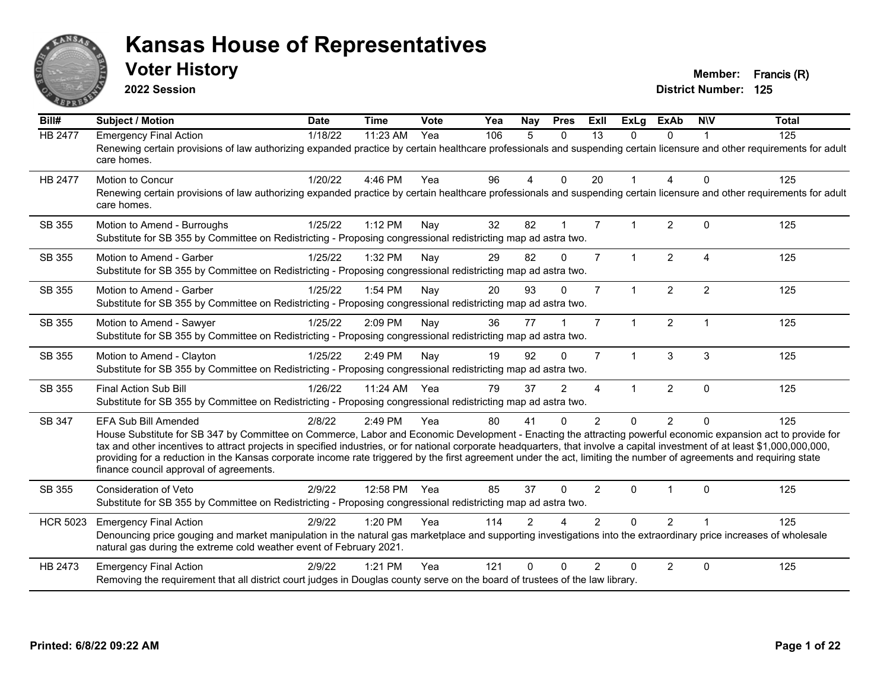# Kansas House of Representatives

## Voter History

**2022 Session**

**Member:** Francis (R)
**District Number:** 125

| Bill# | Subject / Motion | Date | Time | Vote | Yea | Nay | Pres | ExII | ExLg | ExAb | N\V | Total |
|---|---|---|---|---|---|---|---|---|---|---|---|---|
| HB 2477 | Emergency Final Action | 1/18/22 | 11:23 AM | Yea | 106 | 5 | 0 | 13 | 0 | 0 | 1 | 125 |
| | Renewing certain provisions of law authorizing expanded practice by certain healthcare professionals and suspending certain licensure and other requirements for adult care homes. | | | | | | | | | | | |
| HB 2477 | Motion to Concur | 1/20/22 | 4:46 PM | Yea | 96 | 4 | 0 | 20 | 1 | 4 | 0 | 125 |
| | Renewing certain provisions of law authorizing expanded practice by certain healthcare professionals and suspending certain licensure and other requirements for adult care homes. | | | | | | | | | | | |
| SB 355 | Motion to Amend - Burroughs | 1/25/22 | 1:12 PM | Nay | 32 | 82 | 1 | 7 | 1 | 2 | 0 | 125 |
| | Substitute for SB 355 by Committee on Redistricting - Proposing congressional redistricting map ad astra two. | | | | | | | | | | | |
| SB 355 | Motion to Amend - Garber | 1/25/22 | 1:32 PM | Nay | 29 | 82 | 0 | 7 | 1 | 2 | 4 | 125 |
| | Substitute for SB 355 by Committee on Redistricting - Proposing congressional redistricting map ad astra two. | | | | | | | | | | | |
| SB 355 | Motion to Amend - Garber | 1/25/22 | 1:54 PM | Nay | 20 | 93 | 0 | 7 | 1 | 2 | 2 | 125 |
| | Substitute for SB 355 by Committee on Redistricting - Proposing congressional redistricting map ad astra two. | | | | | | | | | | | |
| SB 355 | Motion to Amend - Sawyer | 1/25/22 | 2:09 PM | Nay | 36 | 77 | 1 | 7 | 1 | 2 | 1 | 125 |
| | Substitute for SB 355 by Committee on Redistricting - Proposing congressional redistricting map ad astra two. | | | | | | | | | | | |
| SB 355 | Motion to Amend - Clayton | 1/25/22 | 2:49 PM | Nay | 19 | 92 | 0 | 7 | 1 | 3 | 3 | 125 |
| | Substitute for SB 355 by Committee on Redistricting - Proposing congressional redistricting map ad astra two. | | | | | | | | | | | |
| SB 355 | Final Action Sub Bill | 1/26/22 | 11:24 AM | Yea | 79 | 37 | 2 | 4 | 1 | 2 | 0 | 125 |
| | Substitute for SB 355 by Committee on Redistricting - Proposing congressional redistricting map ad astra two. | | | | | | | | | | | |
| SB 347 | EFA Sub Bill Amended | 2/8/22 | 2:49 PM | Yea | 80 | 41 | 0 | 2 | 0 | 2 | 0 | 125 |
| | House Substitute for SB 347 by Committee on Commerce, Labor and Economic Development - Enacting the attracting powerful economic expansion act to provide for tax and other incentives to attract projects in specified industries, or for national corporate headquarters, that involve a capital investment of at least $1,000,000,000, providing for a reduction in the Kansas corporate income rate triggered by the first agreement under the act, limiting the number of agreements and requiring state finance council approval of agreements. | | | | | | | | | | | |
| SB 355 | Consideration of Veto | 2/9/22 | 12:58 PM | Yea | 85 | 37 | 0 | 2 | 0 | 1 | 0 | 125 |
| | Substitute for SB 355 by Committee on Redistricting - Proposing congressional redistricting map ad astra two. | | | | | | | | | | | |
| HCR 5023 | Emergency Final Action | 2/9/22 | 1:20 PM | Yea | 114 | 2 | 4 | 2 | 0 | 2 | 1 | 125 |
| | Denouncing price gouging and market manipulation in the natural gas marketplace and supporting investigations into the extraordinary price increases of wholesale natural gas during the extreme cold weather event of February 2021. | | | | | | | | | | | |
| HB 2473 | Emergency Final Action | 2/9/22 | 1:21 PM | Yea | 121 | 0 | 0 | 2 | 0 | 2 | 0 | 125 |
| | Removing the requirement that all district court judges in Douglas county serve on the board of trustees of the law library. | | | | | | | | | | | |

**Printed: 6/8/22 09:22 AM**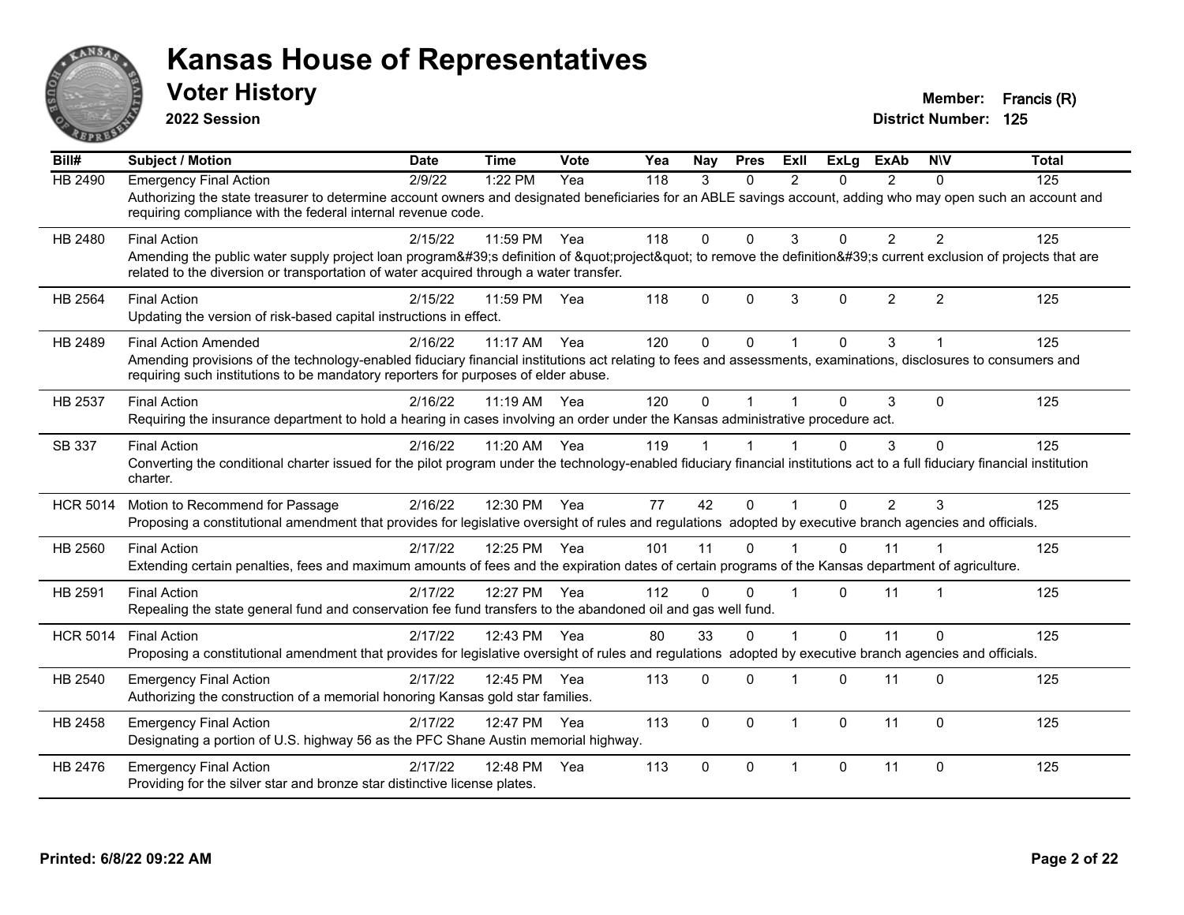# Kansas House of Representatives

## Voter History

**2022 Session**

**Member:** Francis (R)
**District Number:** 125

| Bill# | Subject / Motion | Date | Time | Vote | Yea | Nay | Pres | ExII | ExLg | ExAb | N\V | Total |
|---|---|---|---|---|---|---|---|---|---|---|---|---|
| HB 2490 | Emergency Final Action | 2/9/22 | 1:22 PM | Yea | 118 | 3 | 0 | 2 | 0 | 2 | 0 | 125 |
| | Authorizing the state treasurer to determine account owners and designated beneficiaries for an ABLE savings account, adding who may open such an account and requiring compliance with the federal internal revenue code. | | | | | | | | | | | |
| HB 2480 | Final Action | 2/15/22 | 11:59 PM | Yea | 118 | 0 | 0 | 3 | 0 | 2 | 2 | 125 |
| | Amending the public water supply project loan program&#39;s definition of &quot;project&quot; to remove the definition&#39;s current exclusion of projects that are related to the diversion or transportation of water acquired through a water transfer. | | | | | | | | | | | |
| HB 2564 | Final Action | 2/15/22 | 11:59 PM | Yea | 118 | 0 | 0 | 3 | 0 | 2 | 2 | 125 |
| | Updating the version of risk-based capital instructions in effect. | | | | | | | | | | | |
| HB 2489 | Final Action Amended | 2/16/22 | 11:17 AM | Yea | 120 | 0 | 0 | 1 | 0 | 3 | 1 | 125 |
| | Amending provisions of the technology-enabled fiduciary financial institutions act relating to fees and assessments, examinations, disclosures to consumers and requiring such institutions to be mandatory reporters for purposes of elder abuse. | | | | | | | | | | | |
| HB 2537 | Final Action | 2/16/22 | 11:19 AM | Yea | 120 | 0 | 1 | 1 | 0 | 3 | 0 | 125 |
| | Requiring the insurance department to hold a hearing in cases involving an order under the Kansas administrative procedure act. | | | | | | | | | | | |
| SB 337 | Final Action | 2/16/22 | 11:20 AM | Yea | 119 | 1 | 1 | 1 | 0 | 3 | 0 | 125 |
| | Converting the conditional charter issued for the pilot program under the technology-enabled fiduciary financial institutions act to a full fiduciary financial institution charter. | | | | | | | | | | | |
| HCR 5014 | Motion to Recommend for Passage | 2/16/22 | 12:30 PM | Yea | 77 | 42 | 0 | 1 | 0 | 2 | 3 | 125 |
| | Proposing a constitutional amendment that provides for legislative oversight of rules and regulations adopted by executive branch agencies and officials. | | | | | | | | | | | |
| HB 2560 | Final Action | 2/17/22 | 12:25 PM | Yea | 101 | 11 | 0 | 1 | 0 | 11 | 1 | 125 |
| | Extending certain penalties, fees and maximum amounts of fees and the expiration dates of certain programs of the Kansas department of agriculture. | | | | | | | | | | | |
| HB 2591 | Final Action | 2/17/22 | 12:27 PM | Yea | 112 | 0 | 0 | 1 | 0 | 11 | 1 | 125 |
| | Repealing the state general fund and conservation fee fund transfers to the abandoned oil and gas well fund. | | | | | | | | | | | |
| HCR 5014 | Final Action | 2/17/22 | 12:43 PM | Yea | 80 | 33 | 0 | 1 | 0 | 11 | 0 | 125 |
| | Proposing a constitutional amendment that provides for legislative oversight of rules and regulations adopted by executive branch agencies and officials. | | | | | | | | | | | |
| HB 2540 | Emergency Final Action | 2/17/22 | 12:45 PM | Yea | 113 | 0 | 0 | 1 | 0 | 11 | 0 | 125 |
| | Authorizing the construction of a memorial honoring Kansas gold star families. | | | | | | | | | | | |
| HB 2458 | Emergency Final Action | 2/17/22 | 12:47 PM | Yea | 113 | 0 | 0 | 1 | 0 | 11 | 0 | 125 |
| | Designating a portion of U.S. highway 56 as the PFC Shane Austin memorial highway. | | | | | | | | | | | |
| HB 2476 | Emergency Final Action | 2/17/22 | 12:48 PM | Yea | 113 | 0 | 0 | 1 | 0 | 11 | 0 | 125 |
| | Providing for the silver star and bronze star distinctive license plates. | | | | | | | | | | | |

**Printed: 6/8/22 09:22 AM**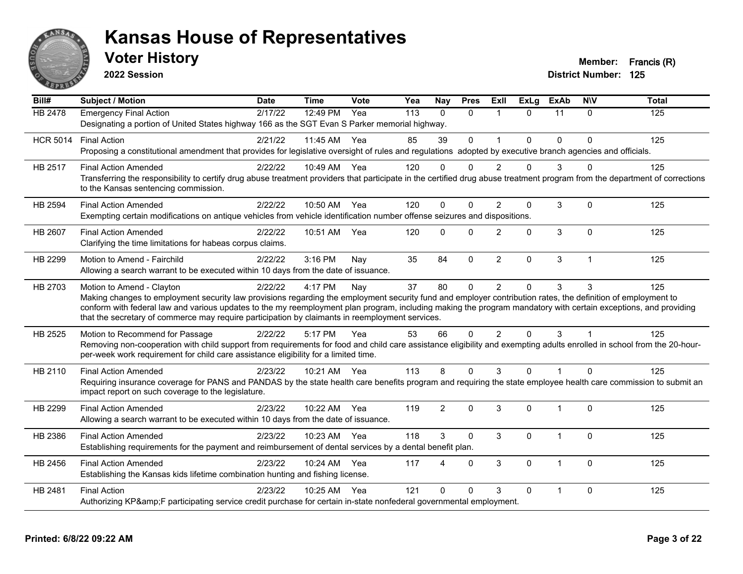# Kansas House of Representatives

## Voter History

**2022 Session**

**Member:** Francis (R)
**District Number:** 125

| Bill# | Subject / Motion | Date | Time | Vote | Yea | Nay | Pres | ExII | ExLg | ExAb | N\V | Total |
|---|---|---|---|---|---|---|---|---|---|---|---|---|
| HB 2478 | Emergency Final Action | 2/17/22 | 12:49 PM | Yea | 113 | 0 | 0 | 1 | 0 | 11 | 0 | 125 |
| | Designating a portion of United States highway 166 as the SGT Evan S Parker memorial highway. | | | | | | | | | | | |
| HCR 5014 | Final Action | 2/21/22 | 11:45 AM | Yea | 85 | 39 | 0 | 1 | 0 | 0 | 0 | 125 |
| | Proposing a constitutional amendment that provides for legislative oversight of rules and regulations adopted by executive branch agencies and officials. | | | | | | | | | | | |
| HB 2517 | Final Action Amended | 2/22/22 | 10:49 AM | Yea | 120 | 0 | 0 | 2 | 0 | 3 | 0 | 125 |
| | Transferring the responsibility to certify drug abuse treatment providers that participate in the certified drug abuse treatment program from the department of corrections to the Kansas sentencing commission. | | | | | | | | | | | |
| HB 2594 | Final Action Amended | 2/22/22 | 10:50 AM | Yea | 120 | 0 | 0 | 2 | 0 | 3 | 0 | 125 |
| | Exempting certain modifications on antique vehicles from vehicle identification number offense seizures and dispositions. | | | | | | | | | | | |
| HB 2607 | Final Action Amended | 2/22/22 | 10:51 AM | Yea | 120 | 0 | 0 | 2 | 0 | 3 | 0 | 125 |
| | Clarifying the time limitations for habeas corpus claims. | | | | | | | | | | | |
| HB 2299 | Motion to Amend - Fairchild | 2/22/22 | 3:16 PM | Nay | 35 | 84 | 0 | 2 | 0 | 3 | 1 | 125 |
| | Allowing a search warrant to be executed within 10 days from the date of issuance. | | | | | | | | | | | |
| HB 2703 | Motion to Amend - Clayton | 2/22/22 | 4:17 PM | Nay | 37 | 80 | 0 | 2 | 0 | 3 | 3 | 125 |
| | Making changes to employment security law provisions regarding the employment security fund and employer contribution rates, the definition of employment to conform with federal law and various updates to the my reemployment plan program, including making the program mandatory with certain exceptions, and providing that the secretary of commerce may require participation by claimants in reemployment services. | | | | | | | | | | | |
| HB 2525 | Motion to Recommend for Passage | 2/22/22 | 5:17 PM | Yea | 53 | 66 | 0 | 2 | 0 | 3 | 1 | 125 |
| | Removing non-cooperation with child support from requirements for food and child care assistance eligibility and exempting adults enrolled in school from the 20-hour-per-week work requirement for child care assistance eligibility for a limited time. | | | | | | | | | | | |
| HB 2110 | Final Action Amended | 2/23/22 | 10:21 AM | Yea | 113 | 8 | 0 | 3 | 0 | 1 | 0 | 125 |
| | Requiring insurance coverage for PANS and PANDAS by the state health care benefits program and requiring the state employee health care commission to submit an impact report on such coverage to the legislature. | | | | | | | | | | | |
| HB 2299 | Final Action Amended | 2/23/22 | 10:22 AM | Yea | 119 | 2 | 0 | 3 | 0 | 1 | 0 | 125 |
| | Allowing a search warrant to be executed within 10 days from the date of issuance. | | | | | | | | | | | |
| HB 2386 | Final Action Amended | 2/23/22 | 10:23 AM | Yea | 118 | 3 | 0 | 3 | 0 | 1 | 0 | 125 |
| | Establishing requirements for the payment and reimbursement of dental services by a dental benefit plan. | | | | | | | | | | | |
| HB 2456 | Final Action Amended | 2/23/22 | 10:24 AM | Yea | 117 | 4 | 0 | 3 | 0 | 1 | 0 | 125 |
| | Establishing the Kansas kids lifetime combination hunting and fishing license. | | | | | | | | | | | |
| HB 2481 | Final Action | 2/23/22 | 10:25 AM | Yea | 121 | 0 | 0 | 3 | 0 | 1 | 0 | 125 |
| | Authorizing KP&amp;F participating service credit purchase for certain in-state nonfederal governmental employment. | | | | | | | | | | | |

**Printed: 6/8/22 09:22 AM**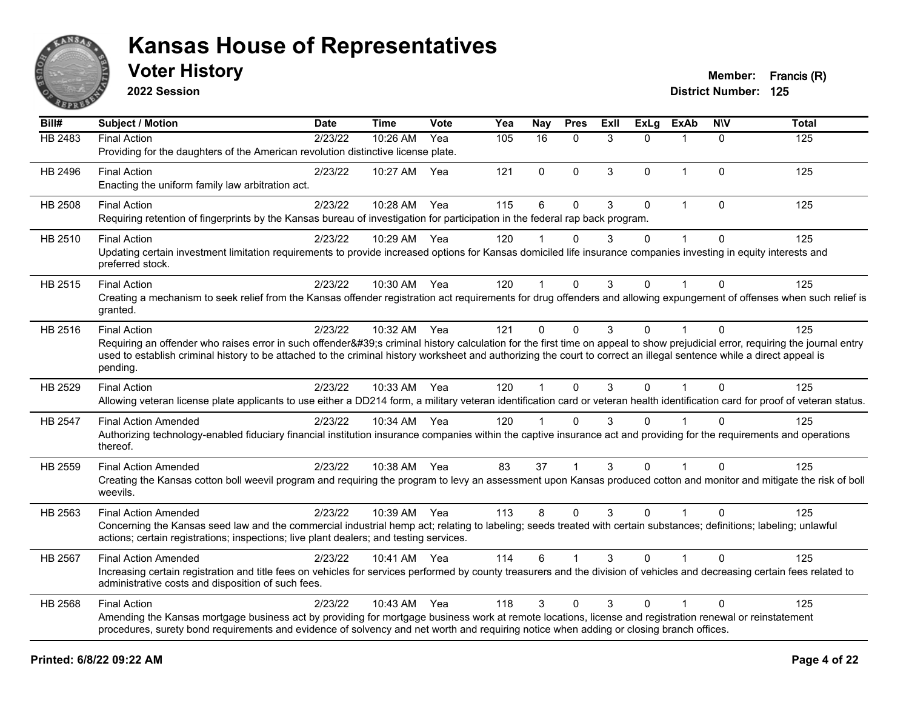# Kansas House of Representatives

## Voter History

**2022 Session**

**Member:** Francis (R)
**District Number:** 125

| Bill# | Subject / Motion | Date | Time | Vote | Yea | Nay | Pres | ExII | ExLg | ExAb | N\V | Total |
|---|---|---|---|---|---|---|---|---|---|---|---|---|
| HB 2483 | Final Action<br>Providing for the daughters of the American revolution distinctive license plate. | 2/23/22 | 10:26 AM | Yea | 105 | 16 | 0 | 3 | 0 | 1 | 0 | 125 |
| HB 2496 | Final Action<br>Enacting the uniform family law arbitration act. | 2/23/22 | 10:27 AM | Yea | 121 | 0 | 0 | 3 | 0 | 1 | 0 | 125 |
| HB 2508 | Final Action<br>Requiring retention of fingerprints by the Kansas bureau of investigation for participation in the federal rap back program. | 2/23/22 | 10:28 AM | Yea | 115 | 6 | 0 | 3 | 0 | 1 | 0 | 125 |
| HB 2510 | Final Action<br>Updating certain investment limitation requirements to provide increased options for Kansas domiciled life insurance companies investing in equity interests and preferred stock. | 2/23/22 | 10:29 AM | Yea | 120 | 1 | 0 | 3 | 0 | 1 | 0 | 125 |
| HB 2515 | Final Action<br>Creating a mechanism to seek relief from the Kansas offender registration act requirements for drug offenders and allowing expungement of offenses when such relief is granted. | 2/23/22 | 10:30 AM | Yea | 120 | 1 | 0 | 3 | 0 | 1 | 0 | 125 |
| HB 2516 | Final Action<br>Requiring an offender who raises error in such offender&#39;s criminal history calculation for the first time on appeal to show prejudicial error, requiring the journal entry used to establish criminal history to be attached to the criminal history worksheet and authorizing the court to correct an illegal sentence while a direct appeal is pending. | 2/23/22 | 10:32 AM | Yea | 121 | 0 | 0 | 3 | 0 | 1 | 0 | 125 |
| HB 2529 | Final Action<br>Allowing veteran license plate applicants to use either a DD214 form, a military veteran identification card or veteran health identification card for proof of veteran status. | 2/23/22 | 10:33 AM | Yea | 120 | 1 | 0 | 3 | 0 | 1 | 0 | 125 |
| HB 2547 | Final Action Amended<br>Authorizing technology-enabled fiduciary financial institution insurance companies within the captive insurance act and providing for the requirements and operations thereof. | 2/23/22 | 10:34 AM | Yea | 120 | 1 | 0 | 3 | 0 | 1 | 0 | 125 |
| HB 2559 | Final Action Amended<br>Creating the Kansas cotton boll weevil program and requiring the program to levy an assessment upon Kansas produced cotton and monitor and mitigate the risk of boll weevils. | 2/23/22 | 10:38 AM | Yea | 83 | 37 | 1 | 3 | 0 | 1 | 0 | 125 |
| HB 2563 | Final Action Amended<br>Concerning the Kansas seed law and the commercial industrial hemp act; relating to labeling; seeds treated with certain substances; definitions; labeling; unlawful actions; certain registrations; inspections; live plant dealers; and testing services. | 2/23/22 | 10:39 AM | Yea | 113 | 8 | 0 | 3 | 0 | 1 | 0 | 125 |
| HB 2567 | Final Action Amended<br>Increasing certain registration and title fees on vehicles for services performed by county treasurers and the division of vehicles and decreasing certain fees related to administrative costs and disposition of such fees. | 2/23/22 | 10:41 AM | Yea | 114 | 6 | 1 | 3 | 0 | 1 | 0 | 125 |
| HB 2568 | Final Action<br>Amending the Kansas mortgage business act by providing for mortgage business work at remote locations, license and registration renewal or reinstatement procedures, surety bond requirements and evidence of solvency and net worth and requiring notice when adding or closing branch offices. | 2/23/22 | 10:43 AM | Yea | 118 | 3 | 0 | 3 | 0 | 1 | 0 | 125 |

**Printed: 6/8/22 09:22 AM**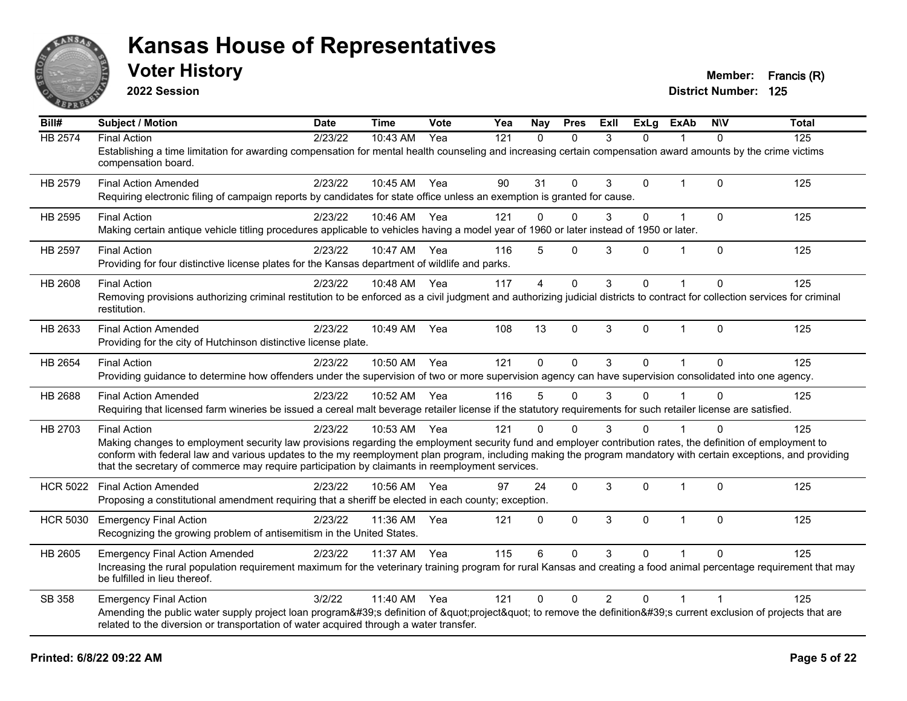# Kansas House of Representatives

## Voter History

**2022 Session**

**Member:** Francis (R)
**District Number:** 125

| Bill# | Subject / Motion | Date | Time | Vote | Yea | Nay | Pres | ExII | ExLg | ExAb | N\V | Total |
|---|---|---|---|---|---|---|---|---|---|---|---|---|
| HB 2574 | Final Action | 2/23/22 | 10:43 AM | Yea | 121 | 0 | 0 | 3 | 0 | 1 | 0 | 125 |
| | Establishing a time limitation for awarding compensation for mental health counseling and increasing certain compensation award amounts by the crime victims compensation board. | | | | | | | | | | | |
| HB 2579 | Final Action Amended | 2/23/22 | 10:45 AM | Yea | 90 | 31 | 0 | 3 | 0 | 1 | 0 | 125 |
| | Requiring electronic filing of campaign reports by candidates for state office unless an exemption is granted for cause. | | | | | | | | | | | |
| HB 2595 | Final Action | 2/23/22 | 10:46 AM | Yea | 121 | 0 | 0 | 3 | 0 | 1 | 0 | 125 |
| | Making certain antique vehicle titling procedures applicable to vehicles having a model year of 1960 or later instead of 1950 or later. | | | | | | | | | | | |
| HB 2597 | Final Action | 2/23/22 | 10:47 AM | Yea | 116 | 5 | 0 | 3 | 0 | 1 | 0 | 125 |
| | Providing for four distinctive license plates for the Kansas department of wildlife and parks. | | | | | | | | | | | |
| HB 2608 | Final Action | 2/23/22 | 10:48 AM | Yea | 117 | 4 | 0 | 3 | 0 | 1 | 0 | 125 |
| | Removing provisions authorizing criminal restitution to be enforced as a civil judgment and authorizing judicial districts to contract for collection services for criminal restitution. | | | | | | | | | | | |
| HB 2633 | Final Action Amended | 2/23/22 | 10:49 AM | Yea | 108 | 13 | 0 | 3 | 0 | 1 | 0 | 125 |
| | Providing for the city of Hutchinson distinctive license plate. | | | | | | | | | | | |
| HB 2654 | Final Action | 2/23/22 | 10:50 AM | Yea | 121 | 0 | 0 | 3 | 0 | 1 | 0 | 125 |
| | Providing guidance to determine how offenders under the supervision of two or more supervision agency can have supervision consolidated into one agency. | | | | | | | | | | | |
| HB 2688 | Final Action Amended | 2/23/22 | 10:52 AM | Yea | 116 | 5 | 0 | 3 | 0 | 1 | 0 | 125 |
| | Requiring that licensed farm wineries be issued a cereal malt beverage retailer license if the statutory requirements for such retailer license are satisfied. | | | | | | | | | | | |
| HB 2703 | Final Action | 2/23/22 | 10:53 AM | Yea | 121 | 0 | 0 | 3 | 0 | 1 | 0 | 125 |
| | Making changes to employment security law provisions regarding the employment security fund and employer contribution rates, the definition of employment to conform with federal law and various updates to the my reemployment plan program, including making the program mandatory with certain exceptions, and providing that the secretary of commerce may require participation by claimants in reemployment services. | | | | | | | | | | | |
| HCR 5022 | Final Action Amended | 2/23/22 | 10:56 AM | Yea | 97 | 24 | 0 | 3 | 0 | 1 | 0 | 125 |
| | Proposing a constitutional amendment requiring that a sheriff be elected in each county; exception. | | | | | | | | | | | |
| HCR 5030 | Emergency Final Action | 2/23/22 | 11:36 AM | Yea | 121 | 0 | 0 | 3 | 0 | 1 | 0 | 125 |
| | Recognizing the growing problem of antisemitism in the United States. | | | | | | | | | | | |
| HB 2605 | Emergency Final Action Amended | 2/23/22 | 11:37 AM | Yea | 115 | 6 | 0 | 3 | 0 | 1 | 0 | 125 |
| | Increasing the rural population requirement maximum for the veterinary training program for rural Kansas and creating a food animal percentage requirement that may be fulfilled in lieu thereof. | | | | | | | | | | | |
| SB 358 | Emergency Final Action | 3/2/22 | 11:40 AM | Yea | 121 | 0 | 0 | 2 | 0 | 1 | 1 | 125 |
| | Amending the public water supply project loan program&#39;s definition of &quot;project&quot; to remove the definition&#39;s current exclusion of projects that are related to the diversion or transportation of water acquired through a water transfer. | | | | | | | | | | | |

Printed: 6/8/22 09:22 AM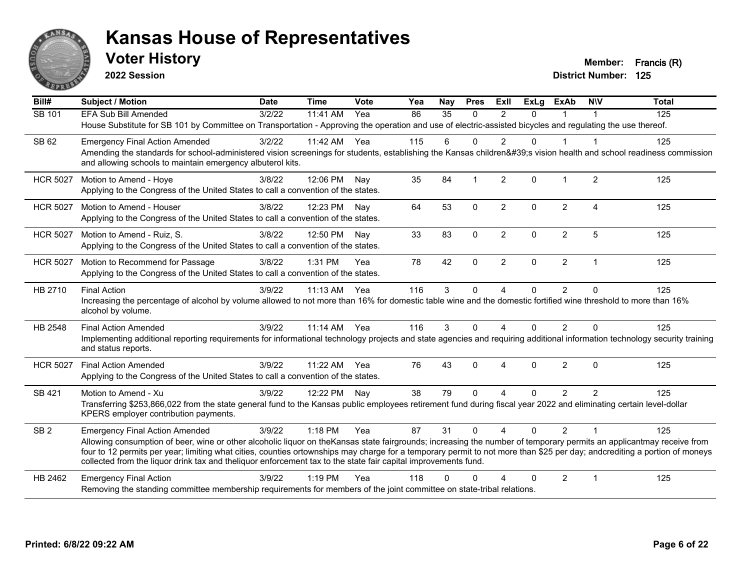# Kansas House of Representatives

## Voter History

**2022 Session**

**Member:** Francis (R)
**District Number:** 125

| Bill# | Subject / Motion | Date | Time | Vote | Yea | Nay | Pres | ExII | ExLg | ExAb | N\V | Total |
|---|---|---|---|---|---|---|---|---|---|---|---|---|
| SB 101 | EFA Sub Bill Amended | 3/2/22 | 11:41 AM | Yea | 86 | 35 | 0 | 2 | 0 | 1 | 1 | 125 |
| | House Substitute for SB 101 by Committee on Transportation - Approving the operation and use of electric-assisted bicycles and regulating the use thereof. | | | | | | | | | | | |
| SB 62 | Emergency Final Action Amended | 3/2/22 | 11:42 AM | Yea | 115 | 6 | 0 | 2 | 0 | 1 | 1 | 125 |
| | Amending the standards for school-administered vision screenings for students, establishing the Kansas children&#39;s vision health and school readiness commission and allowing schools to maintain emergency albuterol kits. | | | | | | | | | | | |
| HCR 5027 | Motion to Amend - Hoye | 3/8/22 | 12:06 PM | Nay | 35 | 84 | 1 | 2 | 0 | 1 | 2 | 125 |
| | Applying to the Congress of the United States to call a convention of the states. | | | | | | | | | | | |
| HCR 5027 | Motion to Amend - Houser | 3/8/22 | 12:23 PM | Nay | 64 | 53 | 0 | 2 | 0 | 2 | 4 | 125 |
| | Applying to the Congress of the United States to call a convention of the states. | | | | | | | | | | | |
| HCR 5027 | Motion to Amend - Ruiz, S. | 3/8/22 | 12:50 PM | Nay | 33 | 83 | 0 | 2 | 0 | 2 | 5 | 125 |
| | Applying to the Congress of the United States to call a convention of the states. | | | | | | | | | | | |
| HCR 5027 | Motion to Recommend for Passage | 3/8/22 | 1:31 PM | Yea | 78 | 42 | 0 | 2 | 0 | 2 | 1 | 125 |
| | Applying to the Congress of the United States to call a convention of the states. | | | | | | | | | | | |
| HB 2710 | Final Action | 3/9/22 | 11:13 AM | Yea | 116 | 3 | 0 | 4 | 0 | 2 | 0 | 125 |
| | Increasing the percentage of alcohol by volume allowed to not more than 16% for domestic table wine and the domestic fortified wine threshold to more than 16% alcohol by volume. | | | | | | | | | | | |
| HB 2548 | Final Action Amended | 3/9/22 | 11:14 AM | Yea | 116 | 3 | 0 | 4 | 0 | 2 | 0 | 125 |
| | Implementing additional reporting requirements for informational technology projects and state agencies and requiring additional information technology security training and status reports. | | | | | | | | | | | |
| HCR 5027 | Final Action Amended | 3/9/22 | 11:22 AM | Yea | 76 | 43 | 0 | 4 | 0 | 2 | 0 | 125 |
| | Applying to the Congress of the United States to call a convention of the states. | | | | | | | | | | | |
| SB 421 | Motion to Amend - Xu | 3/9/22 | 12:22 PM | Nay | 38 | 79 | 0 | 4 | 0 | 2 | 2 | 125 |
| | Transferring $253,866,022 from the state general fund to the Kansas public employees retirement fund during fiscal year 2022 and eliminating certain level-dollar KPERS employer contribution payments. | | | | | | | | | | | |
| SB 2 | Emergency Final Action Amended | 3/9/22 | 1:18 PM | Yea | 87 | 31 | 0 | 4 | 0 | 2 | 1 | 125 |
| | Allowing consumption of beer, wine or other alcoholic liquor on theKansas state fairgrounds; increasing the number of temporary permits an applicantmay receive from four to 12 permits per year; limiting what cities, counties ortownships may charge for a temporary permit to not more than $25 per day; andcrediting a portion of moneys collected from the liquor drink tax and theliquor enforcement tax to the state fair capital improvements fund. | | | | | | | | | | | |
| HB 2462 | Emergency Final Action | 3/9/22 | 1:19 PM | Yea | 118 | 0 | 0 | 4 | 0 | 2 | 1 | 125 |
| | Removing the standing committee membership requirements for members of the joint committee on state-tribal relations. | | | | | | | | | | | |

**Printed: 6/8/22 09:22 AM**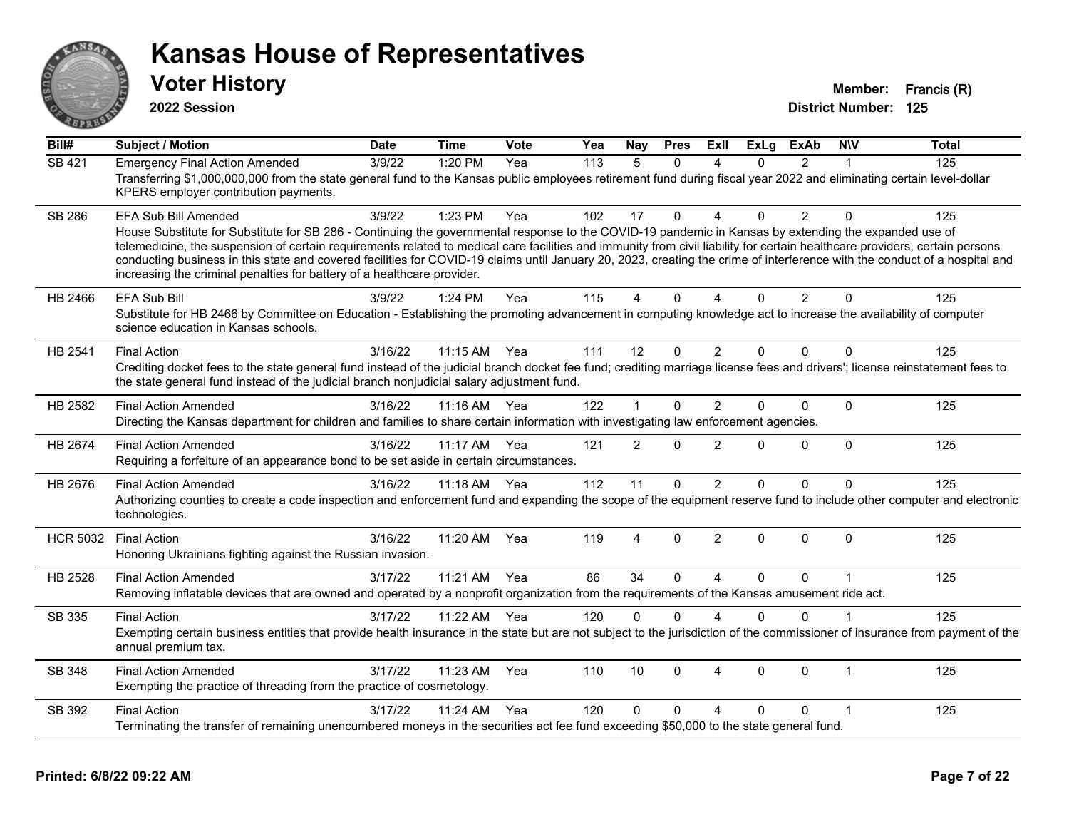# Kansas House of Representatives

## Voter History

**2022 Session**

**Member:** Francis (R)
**District Number:** 125

| Bill# | Subject / Motion | Date | Time | Vote | Yea | Nay | Pres | ExII | ExLg | ExAb | N\V | Total |
|---|---|---|---|---|---|---|---|---|---|---|---|---|
| SB 421 | Emergency Final Action Amended | 3/9/22 | 1:20 PM | Yea | 113 | 5 | 0 | 4 | 0 | 2 | 1 | 125 |
| | Transferring $1,000,000,000 from the state general fund to the Kansas public employees retirement fund during fiscal year 2022 and eliminating certain level-dollar KPERS employer contribution payments. | | | | | | | | | | | |
| SB 286 | EFA Sub Bill Amended | 3/9/22 | 1:23 PM | Yea | 102 | 17 | 0 | 4 | 0 | 2 | 0 | 125 |
| | House Substitute for Substitute for SB 286 - Continuing the governmental response to the COVID-19 pandemic in Kansas by extending the expanded use of telemedicine, the suspension of certain requirements related to medical care facilities and immunity from civil liability for certain healthcare providers, certain persons conducting business in this state and covered facilities for COVID-19 claims until January 20, 2023, creating the crime of interference with the conduct of a hospital and increasing the criminal penalties for battery of a healthcare provider. | | | | | | | | | | | |
| HB 2466 | EFA Sub Bill | 3/9/22 | 1:24 PM | Yea | 115 | 4 | 0 | 4 | 0 | 2 | 0 | 125 |
| | Substitute for HB 2466 by Committee on Education - Establishing the promoting advancement in computing knowledge act to increase the availability of computer science education in Kansas schools. | | | | | | | | | | | |
| HB 2541 | Final Action | 3/16/22 | 11:15 AM | Yea | 111 | 12 | 0 | 2 | 0 | 0 | 0 | 125 |
| | Crediting docket fees to the state general fund instead of the judicial branch docket fee fund; crediting marriage license fees and drivers'; license reinstatement fees to the state general fund instead of the judicial branch nonjudicial salary adjustment fund. | | | | | | | | | | | |
| HB 2582 | Final Action Amended | 3/16/22 | 11:16 AM | Yea | 122 | 1 | 0 | 2 | 0 | 0 | 0 | 125 |
| | Directing the Kansas department for children and families to share certain information with investigating law enforcement agencies. | | | | | | | | | | | |
| HB 2674 | Final Action Amended | 3/16/22 | 11:17 AM | Yea | 121 | 2 | 0 | 2 | 0 | 0 | 0 | 125 |
| | Requiring a forfeiture of an appearance bond to be set aside in certain circumstances. | | | | | | | | | | | |
| HB 2676 | Final Action Amended | 3/16/22 | 11:18 AM | Yea | 112 | 11 | 0 | 2 | 0 | 0 | 0 | 125 |
| | Authorizing counties to create a code inspection and enforcement fund and expanding the scope of the equipment reserve fund to include other computer and electronic technologies. | | | | | | | | | | | |
| HCR 5032 | Final Action | 3/16/22 | 11:20 AM | Yea | 119 | 4 | 0 | 2 | 0 | 0 | 0 | 125 |
| | Honoring Ukrainians fighting against the Russian invasion. | | | | | | | | | | | |
| HB 2528 | Final Action Amended | 3/17/22 | 11:21 AM | Yea | 86 | 34 | 0 | 4 | 0 | 0 | 1 | 125 |
| | Removing inflatable devices that are owned and operated by a nonprofit organization from the requirements of the Kansas amusement ride act. | | | | | | | | | | | |
| SB 335 | Final Action | 3/17/22 | 11:22 AM | Yea | 120 | 0 | 0 | 4 | 0 | 0 | 1 | 125 |
| | Exempting certain business entities that provide health insurance in the state but are not subject to the jurisdiction of the commissioner of insurance from payment of the annual premium tax. | | | | | | | | | | | |
| SB 348 | Final Action Amended | 3/17/22 | 11:23 AM | Yea | 110 | 10 | 0 | 4 | 0 | 0 | 1 | 125 |
| | Exempting the practice of threading from the practice of cosmetology. | | | | | | | | | | | |
| SB 392 | Final Action | 3/17/22 | 11:24 AM | Yea | 120 | 0 | 0 | 4 | 0 | 0 | 1 | 125 |
| | Terminating the transfer of remaining unencumbered moneys in the securities act fee fund exceeding $50,000 to the state general fund. | | | | | | | | | | | |

**Printed: 6/8/22 09:22 AM**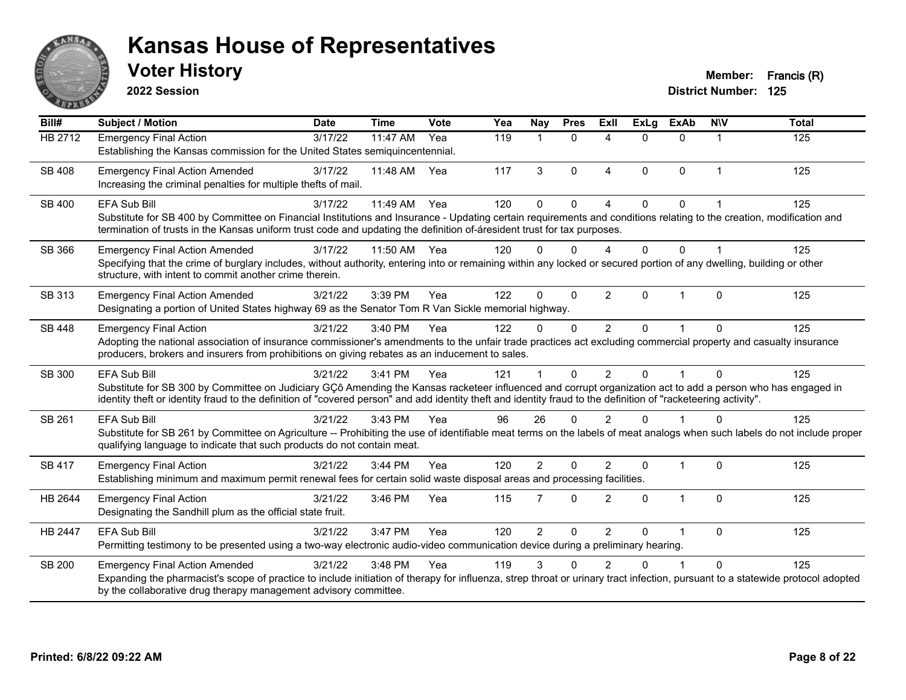# Kansas House of Representatives

## Voter History

**2022 Session**

**Member:** Francis (R)
**District Number:** 125

| Bill# | Subject / Motion | Date | Time | Vote | Yea | Nay | Pres | ExII | ExLg | ExAb | N\V | Total |
|---|---|---|---|---|---|---|---|---|---|---|---|---|
| HB 2712 | Emergency Final Action<br>Establishing the Kansas commission for the United States semiquincentennial. | 3/17/22 | 11:47 AM | Yea | 119 | 1 | 0 | 4 | 0 | 0 | 1 | 125 |
| SB 408 | Emergency Final Action Amended<br>Increasing the criminal penalties for multiple thefts of mail. | 3/17/22 | 11:48 AM | Yea | 117 | 3 | 0 | 4 | 0 | 0 | 1 | 125 |
| SB 400 | EFA Sub Bill<br>Substitute for SB 400 by Committee on Financial Institutions and Insurance - Updating certain requirements and conditions relating to the creation, modification and termination of trusts in the Kansas uniform trust code and updating the definition of-áresident trust for tax purposes. | 3/17/22 | 11:49 AM | Yea | 120 | 0 | 0 | 4 | 0 | 0 | 1 | 125 |
| SB 366 | Emergency Final Action Amended<br>Specifying that the crime of burglary includes, without authority, entering into or remaining within any locked or secured portion of any dwelling, building or other structure, with intent to commit another crime therein. | 3/17/22 | 11:50 AM | Yea | 120 | 0 | 0 | 4 | 0 | 0 | 1 | 125 |
| SB 313 | Emergency Final Action Amended<br>Designating a portion of United States highway 69 as the Senator Tom R Van Sickle memorial highway. | 3/21/22 | 3:39 PM | Yea | 122 | 0 | 0 | 2 | 0 | 1 | 0 | 125 |
| SB 448 | Emergency Final Action<br>Adopting the national association of insurance commissioner's amendments to the unfair trade practices act excluding commercial property and casualty insurance producers, brokers and insurers from prohibitions on giving rebates as an inducement to sales. | 3/21/22 | 3:40 PM | Yea | 122 | 0 | 0 | 2 | 0 | 1 | 0 | 125 |
| SB 300 | EFA Sub Bill<br>Substitute for SB 300 by Committee on Judiciary GÇô Amending the Kansas racketeer influenced and corrupt organization act to add a person who has engaged in identity theft or identity fraud to the definition of "covered person" and add identity theft and identity fraud to the definition of "racketeering activity". | 3/21/22 | 3:41 PM | Yea | 121 | 1 | 0 | 2 | 0 | 1 | 0 | 125 |
| SB 261 | EFA Sub Bill<br>Substitute for SB 261 by Committee on Agriculture -- Prohibiting the use of identifiable meat terms on the labels of meat analogs when such labels do not include proper qualifying language to indicate that such products do not contain meat. | 3/21/22 | 3:43 PM | Yea | 96 | 26 | 0 | 2 | 0 | 1 | 0 | 125 |
| SB 417 | Emergency Final Action<br>Establishing minimum and maximum permit renewal fees for certain solid waste disposal areas and processing facilities. | 3/21/22 | 3:44 PM | Yea | 120 | 2 | 0 | 2 | 0 | 1 | 0 | 125 |
| HB 2644 | Emergency Final Action<br>Designating the Sandhill plum as the official state fruit. | 3/21/22 | 3:46 PM | Yea | 115 | 7 | 0 | 2 | 0 | 1 | 0 | 125 |
| HB 2447 | EFA Sub Bill<br>Permitting testimony to be presented using a two-way electronic audio-video communication device during a preliminary hearing. | 3/21/22 | 3:47 PM | Yea | 120 | 2 | 0 | 2 | 0 | 1 | 0 | 125 |
| SB 200 | Emergency Final Action Amended<br>Expanding the pharmacist's scope of practice to include initiation of therapy for influenza, strep throat or urinary tract infection, pursuant to a statewide protocol adopted by the collaborative drug therapy management advisory committee. | 3/21/22 | 3:48 PM | Yea | 119 | 3 | 0 | 2 | 0 | 1 | 0 | 125 |

**Printed: 6/8/22 09:22 AM**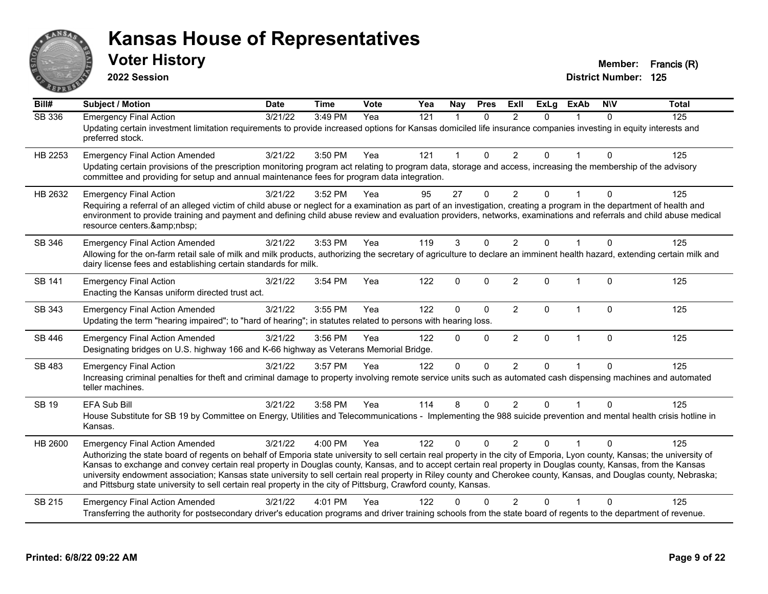# Kansas House of Representatives

## Voter History

**2022 Session**

**Member:** Francis (R)
**District Number:** 125

| Bill# | Subject / Motion | Date | Time | Vote | Yea | Nay | Pres | ExII | ExLg | ExAb | N\V | Total |
|---|---|---|---|---|---|---|---|---|---|---|---|---|
| SB 336 | Emergency Final Action | 3/21/22 | 3:49 PM | Yea | 121 | 1 | 0 | 2 | 0 | 1 | 0 | 125 |
| | Updating certain investment limitation requirements to provide increased options for Kansas domiciled life insurance companies investing in equity interests and preferred stock. | | | | | | | | | | | |
| HB 2253 | Emergency Final Action Amended | 3/21/22 | 3:50 PM | Yea | 121 | 1 | 0 | 2 | 0 | 1 | 0 | 125 |
| | Updating certain provisions of the prescription monitoring program act relating to program data, storage and access, increasing the membership of the advisory committee and providing for setup and annual maintenance fees for program data integration. | | | | | | | | | | | |
| HB 2632 | Emergency Final Action | 3/21/22 | 3:52 PM | Yea | 95 | 27 | 0 | 2 | 0 | 1 | 0 | 125 |
| | Requiring a referral of an alleged victim of child abuse or neglect for a examination as part of an investigation, creating a program in the department of health and environment to provide training and payment and defining child abuse review and evaluation providers, networks, examinations and referrals and child abuse medical resource centers.&amp;nbsp; | | | | | | | | | | | |
| SB 346 | Emergency Final Action Amended | 3/21/22 | 3:53 PM | Yea | 119 | 3 | 0 | 2 | 0 | 1 | 0 | 125 |
| | Allowing for the on-farm retail sale of milk and milk products, authorizing the secretary of agriculture to declare an imminent health hazard, extending certain milk and dairy license fees and establishing certain standards for milk. | | | | | | | | | | | |
| SB 141 | Emergency Final Action | 3/21/22 | 3:54 PM | Yea | 122 | 0 | 0 | 2 | 0 | 1 | 0 | 125 |
| | Enacting the Kansas uniform directed trust act. | | | | | | | | | | | |
| SB 343 | Emergency Final Action Amended | 3/21/22 | 3:55 PM | Yea | 122 | 0 | 0 | 2 | 0 | 1 | 0 | 125 |
| | Updating the term "hearing impaired"; to "hard of hearing"; in statutes related to persons with hearing loss. | | | | | | | | | | | |
| SB 446 | Emergency Final Action Amended | 3/21/22 | 3:56 PM | Yea | 122 | 0 | 0 | 2 | 0 | 1 | 0 | 125 |
| | Designating bridges on U.S. highway 166 and K-66 highway as Veterans Memorial Bridge. | | | | | | | | | | | |
| SB 483 | Emergency Final Action | 3/21/22 | 3:57 PM | Yea | 122 | 0 | 0 | 2 | 0 | 1 | 0 | 125 |
| | Increasing criminal penalties for theft and criminal damage to property involving remote service units such as automated cash dispensing machines and automated teller machines. | | | | | | | | | | | |
| SB 19 | EFA Sub Bill | 3/21/22 | 3:58 PM | Yea | 114 | 8 | 0 | 2 | 0 | 1 | 0 | 125 |
| | House Substitute for SB 19 by Committee on Energy, Utilities and Telecommunications - Implementing the 988 suicide prevention and mental health crisis hotline in Kansas. | | | | | | | | | | | |
| HB 2600 | Emergency Final Action Amended | 3/21/22 | 4:00 PM | Yea | 122 | 0 | 0 | 2 | 0 | 1 | 0 | 125 |
| | Authorizing the state board of regents on behalf of Emporia state university to sell certain real property in the city of Emporia, Lyon county, Kansas; the university of Kansas to exchange and convey certain real property in Douglas county, Kansas, and to accept certain real property in Douglas county, Kansas, from the Kansas university endowment association; Kansas state university to sell certain real property in Riley county and Cherokee county, Kansas, and Douglas county, Nebraska; and Pittsburg state university to sell certain real property in the city of Pittsburg, Crawford county, Kansas. | | | | | | | | | | | |
| SB 215 | Emergency Final Action Amended | 3/21/22 | 4:01 PM | Yea | 122 | 0 | 0 | 2 | 0 | 1 | 0 | 125 |
| | Transferring the authority for postsecondary driver's education programs and driver training schools from the state board of regents to the department of revenue. | | | | | | | | | | | |

**Printed: 6/8/22 09:22 AM**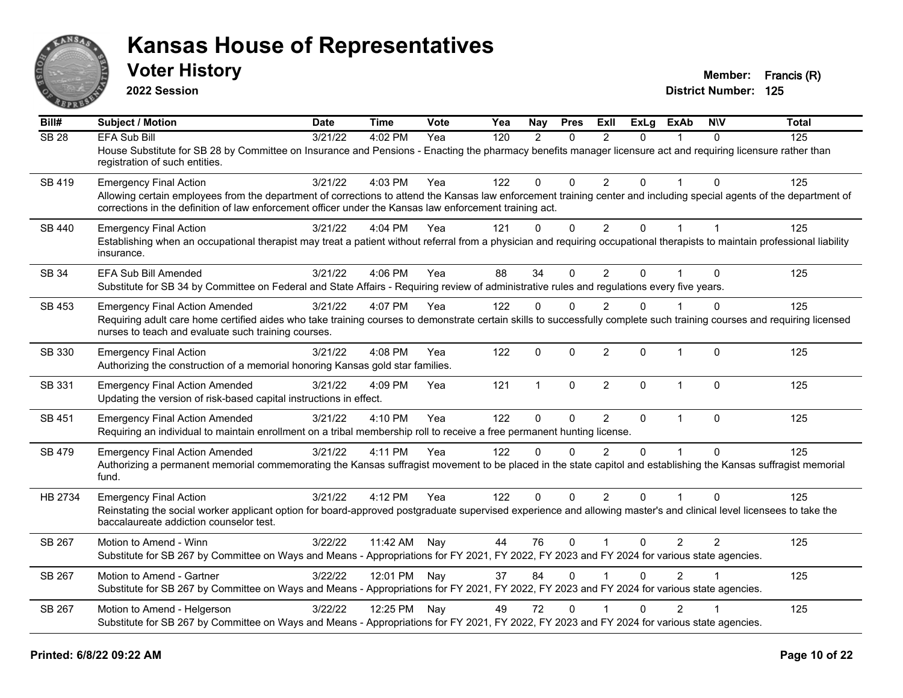# Kansas House of Representatives

## Voter History

**2022 Session**

**Member:** Francis (R)
**District Number:** 125

| Bill# | Subject / Motion | Date | Time | Vote | Yea | Nay | Pres | ExII | ExLg | ExAb | N\V | Total |
|---|---|---|---|---|---|---|---|---|---|---|---|---|
| SB 28 | EFA Sub Bill | 3/21/22 | 4:02 PM | Yea | 120 | 2 | 0 | 2 | 0 | 1 | 0 | 125 |
| | House Substitute for SB 28 by Committee on Insurance and Pensions - Enacting the pharmacy benefits manager licensure act and requiring licensure rather than registration of such entities. | | | | | | | | | | | |
| SB 419 | Emergency Final Action | 3/21/22 | 4:03 PM | Yea | 122 | 0 | 0 | 2 | 0 | 1 | 0 | 125 |
| | Allowing certain employees from the department of corrections to attend the Kansas law enforcement training center and including special agents of the department of corrections in the definition of law enforcement officer under the Kansas law enforcement training act. | | | | | | | | | | | |
| SB 440 | Emergency Final Action | 3/21/22 | 4:04 PM | Yea | 121 | 0 | 0 | 2 | 0 | 1 | 1 | 125 |
| | Establishing when an occupational therapist may treat a patient without referral from a physician and requiring occupational therapists to maintain professional liability insurance. | | | | | | | | | | | |
| SB 34 | EFA Sub Bill Amended | 3/21/22 | 4:06 PM | Yea | 88 | 34 | 0 | 2 | 0 | 1 | 0 | 125 |
| | Substitute for SB 34 by Committee on Federal and State Affairs - Requiring review of administrative rules and regulations every five years. | | | | | | | | | | | |
| SB 453 | Emergency Final Action Amended | 3/21/22 | 4:07 PM | Yea | 122 | 0 | 0 | 2 | 0 | 1 | 0 | 125 |
| | Requiring adult care home certified aides who take training courses to demonstrate certain skills to successfully complete such training courses and requiring licensed nurses to teach and evaluate such training courses. | | | | | | | | | | | |
| SB 330 | Emergency Final Action | 3/21/22 | 4:08 PM | Yea | 122 | 0 | 0 | 2 | 0 | 1 | 0 | 125 |
| | Authorizing the construction of a memorial honoring Kansas gold star families. | | | | | | | | | | | |
| SB 331 | Emergency Final Action Amended | 3/21/22 | 4:09 PM | Yea | 121 | 1 | 0 | 2 | 0 | 1 | 0 | 125 |
| | Updating the version of risk-based capital instructions in effect. | | | | | | | | | | | |
| SB 451 | Emergency Final Action Amended | 3/21/22 | 4:10 PM | Yea | 122 | 0 | 0 | 2 | 0 | 1 | 0 | 125 |
| | Requiring an individual to maintain enrollment on a tribal membership roll to receive a free permanent hunting license. | | | | | | | | | | | |
| SB 479 | Emergency Final Action Amended | 3/21/22 | 4:11 PM | Yea | 122 | 0 | 0 | 2 | 0 | 1 | 0 | 125 |
| | Authorizing a permanent memorial commemorating the Kansas suffragist movement to be placed in the state capitol and establishing the Kansas suffragist memorial fund. | | | | | | | | | | | |
| HB 2734 | Emergency Final Action | 3/21/22 | 4:12 PM | Yea | 122 | 0 | 0 | 2 | 0 | 1 | 0 | 125 |
| | Reinstating the social worker applicant option for board-approved postgraduate supervised experience and allowing master's and clinical level licensees to take the baccalaureate addiction counselor test. | | | | | | | | | | | |
| SB 267 | Motion to Amend - Winn | 3/22/22 | 11:42 AM | Nay | 44 | 76 | 0 | 1 | 0 | 2 | 2 | 125 |
| | Substitute for SB 267 by Committee on Ways and Means - Appropriations for FY 2021, FY 2022, FY 2023 and FY 2024 for various state agencies. | | | | | | | | | | | |
| SB 267 | Motion to Amend - Gartner | 3/22/22 | 12:01 PM | Nay | 37 | 84 | 0 | 1 | 0 | 2 | 1 | 125 |
| | Substitute for SB 267 by Committee on Ways and Means - Appropriations for FY 2021, FY 2022, FY 2023 and FY 2024 for various state agencies. | | | | | | | | | | | |
| SB 267 | Motion to Amend - Helgerson | 3/22/22 | 12:25 PM | Nay | 49 | 72 | 0 | 1 | 0 | 2 | 1 | 125 |
| | Substitute for SB 267 by Committee on Ways and Means - Appropriations for FY 2021, FY 2022, FY 2023 and FY 2024 for various state agencies. | | | | | | | | | | | |

Printed: 6/8/22 09:22 AM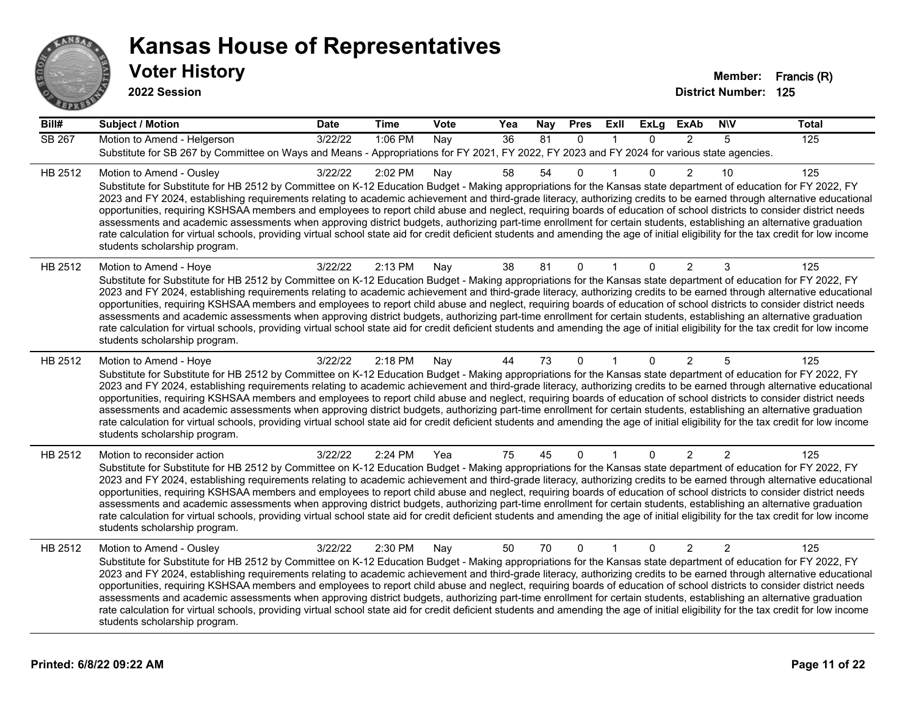# Kansas House of Representatives

## Voter History

**2022 Session**

**Member:** Francis (R)
**District Number:** 125

| Bill# | Subject / Motion | Date | Time | Vote | Yea | Nay | Pres | ExII | ExLg | ExAb | N\V | Total |
|---|---|---|---|---|---|---|---|---|---|---|---|---|
| SB 267 | Motion to Amend - Helgerson | 3/22/22 | 1:06 PM | Nay | 36 | 81 | 0 | 1 | 0 | 2 | 5 | 125 |
| | Substitute for SB 267 by Committee on Ways and Means - Appropriations for FY 2021, FY 2022, FY 2023 and FY 2024 for various state agencies. | | | | | | | | | | | |
| HB 2512 | Motion to Amend - Ousley | 3/22/22 | 2:02 PM | Nay | 58 | 54 | 0 | 1 | 0 | 2 | 10 | 125 |
| | Substitute for Substitute for HB 2512 by Committee on K-12 Education Budget - Making appropriations for the Kansas state department of education for FY 2022, FY 2023 and FY 2024, establishing requirements relating to academic achievement and third-grade literacy, authorizing credits to be earned through alternative educational opportunities, requiring KSHSAA members and employees to report child abuse and neglect, requiring boards of education of school districts to consider district needs assessments and academic assessments when approving district budgets, authorizing part-time enrollment for certain students, establishing an alternative graduation rate calculation for virtual schools, providing virtual school state aid for credit deficient students and amending the age of initial eligibility for the tax credit for low income students scholarship program. | | | | | | | | | | | |
| HB 2512 | Motion to Amend - Hoye | 3/22/22 | 2:13 PM | Nay | 38 | 81 | 0 | 1 | 0 | 2 | 3 | 125 |
| | Substitute for Substitute for HB 2512 by Committee on K-12 Education Budget - Making appropriations for the Kansas state department of education for FY 2022, FY 2023 and FY 2024, establishing requirements relating to academic achievement and third-grade literacy, authorizing credits to be earned through alternative educational opportunities, requiring KSHSAA members and employees to report child abuse and neglect, requiring boards of education of school districts to consider district needs assessments and academic assessments when approving district budgets, authorizing part-time enrollment for certain students, establishing an alternative graduation rate calculation for virtual schools, providing virtual school state aid for credit deficient students and amending the age of initial eligibility for the tax credit for low income students scholarship program. | | | | | | | | | | | |
| HB 2512 | Motion to Amend - Hoye | 3/22/22 | 2:18 PM | Nay | 44 | 73 | 0 | 1 | 0 | 2 | 5 | 125 |
| | Substitute for Substitute for HB 2512 by Committee on K-12 Education Budget - Making appropriations for the Kansas state department of education for FY 2022, FY 2023 and FY 2024, establishing requirements relating to academic achievement and third-grade literacy, authorizing credits to be earned through alternative educational opportunities, requiring KSHSAA members and employees to report child abuse and neglect, requiring boards of education of school districts to consider district needs assessments and academic assessments when approving district budgets, authorizing part-time enrollment for certain students, establishing an alternative graduation rate calculation for virtual schools, providing virtual school state aid for credit deficient students and amending the age of initial eligibility for the tax credit for low income students scholarship program. | | | | | | | | | | | |
| HB 2512 | Motion to reconsider action | 3/22/22 | 2:24 PM | Yea | 75 | 45 | 0 | 1 | 0 | 2 | 2 | 125 |
| | Substitute for Substitute for HB 2512 by Committee on K-12 Education Budget - Making appropriations for the Kansas state department of education for FY 2022, FY 2023 and FY 2024, establishing requirements relating to academic achievement and third-grade literacy, authorizing credits to be earned through alternative educational opportunities, requiring KSHSAA members and employees to report child abuse and neglect, requiring boards of education of school districts to consider district needs assessments and academic assessments when approving district budgets, authorizing part-time enrollment for certain students, establishing an alternative graduation rate calculation for virtual schools, providing virtual school state aid for credit deficient students and amending the age of initial eligibility for the tax credit for low income students scholarship program. | | | | | | | | | | | |
| HB 2512 | Motion to Amend - Ousley | 3/22/22 | 2:30 PM | Nay | 50 | 70 | 0 | 1 | 0 | 2 | 2 | 125 |
| | Substitute for Substitute for HB 2512 by Committee on K-12 Education Budget - Making appropriations for the Kansas state department of education for FY 2022, FY 2023 and FY 2024, establishing requirements relating to academic achievement and third-grade literacy, authorizing credits to be earned through alternative educational opportunities, requiring KSHSAA members and employees to report child abuse and neglect, requiring boards of education of school districts to consider district needs assessments and academic assessments when approving district budgets, authorizing part-time enrollment for certain students, establishing an alternative graduation rate calculation for virtual schools, providing virtual school state aid for credit deficient students and amending the age of initial eligibility for the tax credit for low income students scholarship program. | | | | | | | | | | | |

**Printed: 6/8/22 09:22 AM**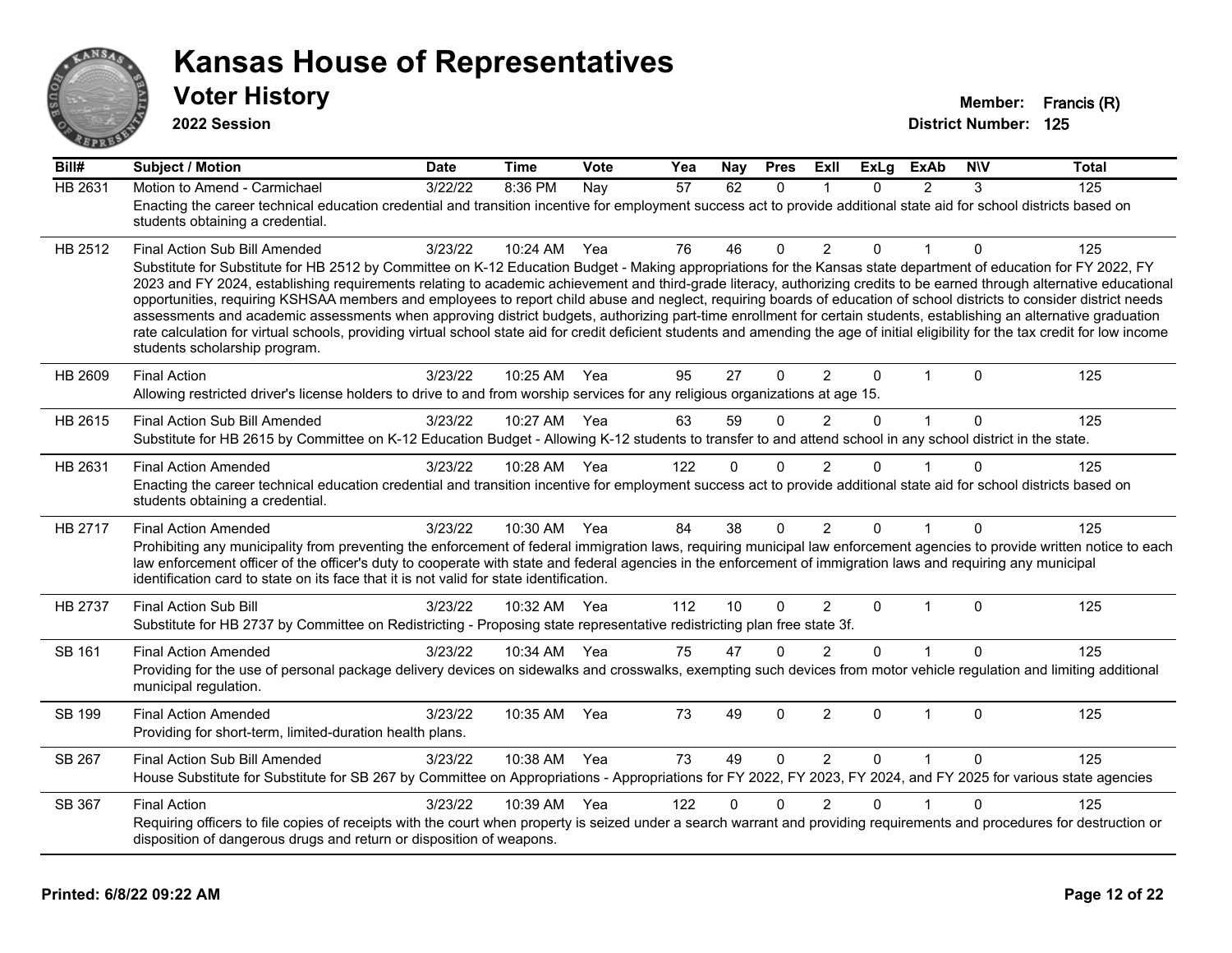# Kansas House of Representatives

## Voter History

**2022 Session**

**Member:** Francis (R)
**District Number:** 125

| Bill# | Subject / Motion | Date | Time | Vote | Yea | Nay | Pres | ExII | ExLg | ExAb | N\V | Total |
|---|---|---|---|---|---|---|---|---|---|---|---|---|
| HB 2631 | Motion to Amend - Carmichael | 3/22/22 | 8:36 PM | Nay | 57 | 62 | 0 | 1 | 0 | 2 | 3 | 125 |
| | Enacting the career technical education credential and transition incentive for employment success act to provide additional state aid for school districts based on students obtaining a credential. | | | | | | | | | | | |
| HB 2512 | Final Action Sub Bill Amended | 3/23/22 | 10:24 AM | Yea | 76 | 46 | 0 | 2 | 0 | 1 | 0 | 125 |
| | Substitute for Substitute for HB 2512 by Committee on K-12 Education Budget - Making appropriations for the Kansas state department of education for FY 2022, FY 2023 and FY 2024, establishing requirements relating to academic achievement and third-grade literacy, authorizing credits to be earned through alternative educational opportunities, requiring KSHSAA members and employees to report child abuse and neglect, requiring boards of education of school districts to consider district needs assessments and academic assessments when approving district budgets, authorizing part-time enrollment for certain students, establishing an alternative graduation rate calculation for virtual schools, providing virtual school state aid for credit deficient students and amending the age of initial eligibility for the tax credit for low income students scholarship program. | | | | | | | | | | | |
| HB 2609 | Final Action | 3/23/22 | 10:25 AM | Yea | 95 | 27 | 0 | 2 | 0 | 1 | 0 | 125 |
| | Allowing restricted driver's license holders to drive to and from worship services for any religious organizations at age 15. | | | | | | | | | | | |
| HB 2615 | Final Action Sub Bill Amended | 3/23/22 | 10:27 AM | Yea | 63 | 59 | 0 | 2 | 0 | 1 | 0 | 125 |
| | Substitute for HB 2615 by Committee on K-12 Education Budget - Allowing K-12 students to transfer to and attend school in any school district in the state. | | | | | | | | | | | |
| HB 2631 | Final Action Amended | 3/23/22 | 10:28 AM | Yea | 122 | 0 | 0 | 2 | 0 | 1 | 0 | 125 |
| | Enacting the career technical education credential and transition incentive for employment success act to provide additional state aid for school districts based on students obtaining a credential. | | | | | | | | | | | |
| HB 2717 | Final Action Amended | 3/23/22 | 10:30 AM | Yea | 84 | 38 | 0 | 2 | 0 | 1 | 0 | 125 |
| | Prohibiting any municipality from preventing the enforcement of federal immigration laws, requiring municipal law enforcement agencies to provide written notice to each law enforcement officer of the officer's duty to cooperate with state and federal agencies in the enforcement of immigration laws and requiring any municipal identification card to state on its face that it is not valid for state identification. | | | | | | | | | | | |
| HB 2737 | Final Action Sub Bill | 3/23/22 | 10:32 AM | Yea | 112 | 10 | 0 | 2 | 0 | 1 | 0 | 125 |
| | Substitute for HB 2737 by Committee on Redistricting - Proposing state representative redistricting plan free state 3f. | | | | | | | | | | | |
| SB 161 | Final Action Amended | 3/23/22 | 10:34 AM | Yea | 75 | 47 | 0 | 2 | 0 | 1 | 0 | 125 |
| | Providing for the use of personal package delivery devices on sidewalks and crosswalks, exempting such devices from motor vehicle regulation and limiting additional municipal regulation. | | | | | | | | | | | |
| SB 199 | Final Action Amended | 3/23/22 | 10:35 AM | Yea | 73 | 49 | 0 | 2 | 0 | 1 | 0 | 125 |
| | Providing for short-term, limited-duration health plans. | | | | | | | | | | | |
| SB 267 | Final Action Sub Bill Amended | 3/23/22 | 10:38 AM | Yea | 73 | 49 | 0 | 2 | 0 | 1 | 0 | 125 |
| | House Substitute for Substitute for SB 267 by Committee on Appropriations - Appropriations for FY 2022, FY 2023, FY 2024, and FY 2025 for various state agencies | | | | | | | | | | | |
| SB 367 | Final Action | 3/23/22 | 10:39 AM | Yea | 122 | 0 | 0 | 2 | 0 | 1 | 0 | 125 |
| | Requiring officers to file copies of receipts with the court when property is seized under a search warrant and providing requirements and procedures for destruction or disposition of dangerous drugs and return or disposition of weapons. | | | | | | | | | | | |

**Printed: 6/8/22 09:22 AM**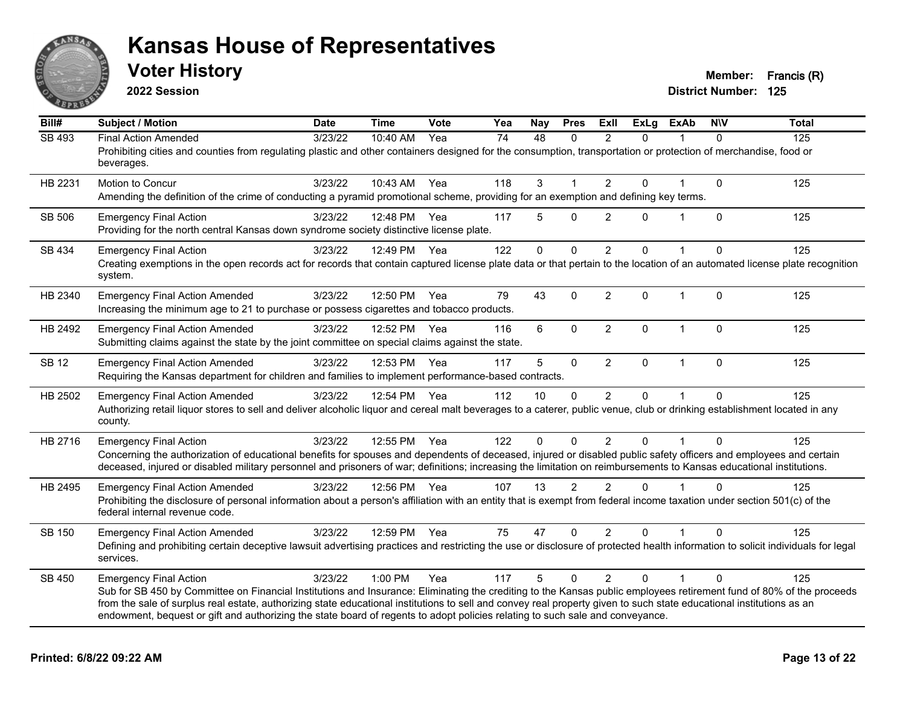# Kansas House of Representatives

## Voter History

**2022 Session**

**Member:** Francis (R)
**District Number:** 125

| Bill# | Subject / Motion | Date | Time | Vote | Yea | Nay | Pres | ExII | ExLg | ExAb | N\V | Total |
|---|---|---|---|---|---|---|---|---|---|---|---|---|
| SB 493 | Final Action Amended | 3/23/22 | 10:40 AM | Yea | 74 | 48 | 0 | 2 | 0 | 1 | 0 | 125 |
| | Prohibiting cities and counties from regulating plastic and other containers designed for the consumption, transportation or protection of merchandise, food or beverages. | | | | | | | | | | | |
| HB 2231 | Motion to Concur | 3/23/22 | 10:43 AM | Yea | 118 | 3 | 1 | 2 | 0 | 1 | 0 | 125 |
| | Amending the definition of the crime of conducting a pyramid promotional scheme, providing for an exemption and defining key terms. | | | | | | | | | | | |
| SB 506 | Emergency Final Action | 3/23/22 | 12:48 PM | Yea | 117 | 5 | 0 | 2 | 0 | 1 | 0 | 125 |
| | Providing for the north central Kansas down syndrome society distinctive license plate. | | | | | | | | | | | |
| SB 434 | Emergency Final Action | 3/23/22 | 12:49 PM | Yea | 122 | 0 | 0 | 2 | 0 | 1 | 0 | 125 |
| | Creating exemptions in the open records act for records that contain captured license plate data or that pertain to the location of an automated license plate recognition system. | | | | | | | | | | | |
| HB 2340 | Emergency Final Action Amended | 3/23/22 | 12:50 PM | Yea | 79 | 43 | 0 | 2 | 0 | 1 | 0 | 125 |
| | Increasing the minimum age to 21 to purchase or possess cigarettes and tobacco products. | | | | | | | | | | | |
| HB 2492 | Emergency Final Action Amended | 3/23/22 | 12:52 PM | Yea | 116 | 6 | 0 | 2 | 0 | 1 | 0 | 125 |
| | Submitting claims against the state by the joint committee on special claims against the state. | | | | | | | | | | | |
| SB 12 | Emergency Final Action Amended | 3/23/22 | 12:53 PM | Yea | 117 | 5 | 0 | 2 | 0 | 1 | 0 | 125 |
| | Requiring the Kansas department for children and families to implement performance-based contracts. | | | | | | | | | | | |
| HB 2502 | Emergency Final Action Amended | 3/23/22 | 12:54 PM | Yea | 112 | 10 | 0 | 2 | 0 | 1 | 0 | 125 |
| | Authorizing retail liquor stores to sell and deliver alcoholic liquor and cereal malt beverages to a caterer, public venue, club or drinking establishment located in any county. | | | | | | | | | | | |
| HB 2716 | Emergency Final Action | 3/23/22 | 12:55 PM | Yea | 122 | 0 | 0 | 2 | 0 | 1 | 0 | 125 |
| | Concerning the authorization of educational benefits for spouses and dependents of deceased, injured or disabled public safety officers and employees and certain deceased, injured or disabled military personnel and prisoners of war; definitions; increasing the limitation on reimbursements to Kansas educational institutions. | | | | | | | | | | | |
| HB 2495 | Emergency Final Action Amended | 3/23/22 | 12:56 PM | Yea | 107 | 13 | 2 | 2 | 0 | 1 | 0 | 125 |
| | Prohibiting the disclosure of personal information about a person's affiliation with an entity that is exempt from federal income taxation under section 501(c) of the federal internal revenue code. | | | | | | | | | | | |
| SB 150 | Emergency Final Action Amended | 3/23/22 | 12:59 PM | Yea | 75 | 47 | 0 | 2 | 0 | 1 | 0 | 125 |
| | Defining and prohibiting certain deceptive lawsuit advertising practices and restricting the use or disclosure of protected health information to solicit individuals for legal services. | | | | | | | | | | | |
| SB 450 | Emergency Final Action | 3/23/22 | 1:00 PM | Yea | 117 | 5 | 0 | 2 | 0 | 1 | 0 | 125 |
| | Sub for SB 450 by Committee on Financial Institutions and Insurance: Eliminating the crediting to the Kansas public employees retirement fund of 80% of the proceeds from the sale of surplus real estate, authorizing state educational institutions to sell and convey real property given to such state educational institutions as an endowment, bequest or gift and authorizing the state board of regents to adopt policies relating to such sale and conveyance. | | | | | | | | | | | |

**Printed: 6/8/22 09:22 AM**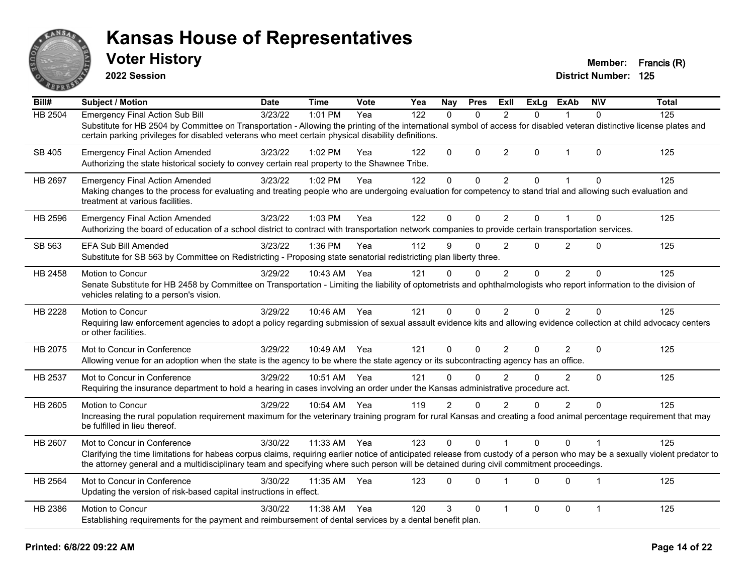# Kansas House of Representatives

## Voter History

**2022 Session**

**Member:** Francis (R)
**District Number:** 125

| Bill# | Subject / Motion | Date | Time | Vote | Yea | Nay | Pres | ExII | ExLg | ExAb | N\V | Total |
|---|---|---|---|---|---|---|---|---|---|---|---|---|
| HB 2504 | Emergency Final Action Sub Bill | 3/23/22 | 1:01 PM | Yea | 122 | 0 | 0 | 2 | 0 | 1 | 0 | 125 |
| | Substitute for HB 2504 by Committee on Transportation - Allowing the printing of the international symbol of access for disabled veteran distinctive license plates and certain parking privileges for disabled veterans who meet certain physical disability definitions. | | | | | | | | | | | |
| SB 405 | Emergency Final Action Amended | 3/23/22 | 1:02 PM | Yea | 122 | 0 | 0 | 2 | 0 | 1 | 0 | 125 |
| | Authorizing the state historical society to convey certain real property to the Shawnee Tribe. | | | | | | | | | | | |
| HB 2697 | Emergency Final Action Amended | 3/23/22 | 1:02 PM | Yea | 122 | 0 | 0 | 2 | 0 | 1 | 0 | 125 |
| | Making changes to the process for evaluating and treating people who are undergoing evaluation for competency to stand trial and allowing such evaluation and treatment at various facilities. | | | | | | | | | | | |
| HB 2596 | Emergency Final Action Amended | 3/23/22 | 1:03 PM | Yea | 122 | 0 | 0 | 2 | 0 | 1 | 0 | 125 |
| | Authorizing the board of education of a school district to contract with transportation network companies to provide certain transportation services. | | | | | | | | | | | |
| SB 563 | EFA Sub Bill Amended | 3/23/22 | 1:36 PM | Yea | 112 | 9 | 0 | 2 | 0 | 2 | 0 | 125 |
| | Substitute for SB 563 by Committee on Redistricting - Proposing state senatorial redistricting plan liberty three. | | | | | | | | | | | |
| HB 2458 | Motion to Concur | 3/29/22 | 10:43 AM | Yea | 121 | 0 | 0 | 2 | 0 | 2 | 0 | 125 |
| | Senate Substitute for HB 2458 by Committee on Transportation - Limiting the liability of optometrists and ophthalmologists who report information to the division of vehicles relating to a person's vision. | | | | | | | | | | | |
| HB 2228 | Motion to Concur | 3/29/22 | 10:46 AM | Yea | 121 | 0 | 0 | 2 | 0 | 2 | 0 | 125 |
| | Requiring law enforcement agencies to adopt a policy regarding submission of sexual assault evidence kits and allowing evidence collection at child advocacy centers or other facilities. | | | | | | | | | | | |
| HB 2075 | Mot to Concur in Conference | 3/29/22 | 10:49 AM | Yea | 121 | 0 | 0 | 2 | 0 | 2 | 0 | 125 |
| | Allowing venue for an adoption when the state is the agency to be where the state agency or its subcontracting agency has an office. | | | | | | | | | | | |
| HB 2537 | Mot to Concur in Conference | 3/29/22 | 10:51 AM | Yea | 121 | 0 | 0 | 2 | 0 | 2 | 0 | 125 |
| | Requiring the insurance department to hold a hearing in cases involving an order under the Kansas administrative procedure act. | | | | | | | | | | | |
| HB 2605 | Motion to Concur | 3/29/22 | 10:54 AM | Yea | 119 | 2 | 0 | 2 | 0 | 2 | 0 | 125 |
| | Increasing the rural population requirement maximum for the veterinary training program for rural Kansas and creating a food animal percentage requirement that may be fulfilled in lieu thereof. | | | | | | | | | | | |
| HB 2607 | Mot to Concur in Conference | 3/30/22 | 11:33 AM | Yea | 123 | 0 | 0 | 1 | 0 | 0 | 1 | 125 |
| | Clarifying the time limitations for habeas corpus claims, requiring earlier notice of anticipated release from custody of a person who may be a sexually violent predator to the attorney general and a multidisciplinary team and specifying where such person will be detained during civil commitment proceedings. | | | | | | | | | | | |
| HB 2564 | Mot to Concur in Conference | 3/30/22 | 11:35 AM | Yea | 123 | 0 | 0 | 1 | 0 | 0 | 1 | 125 |
| | Updating the version of risk-based capital instructions in effect. | | | | | | | | | | | |
| HB 2386 | Motion to Concur | 3/30/22 | 11:38 AM | Yea | 120 | 3 | 0 | 1 | 0 | 0 | 1 | 125 |
| | Establishing requirements for the payment and reimbursement of dental services by a dental benefit plan. | | | | | | | | | | | |

**Printed: 6/8/22 09:22 AM**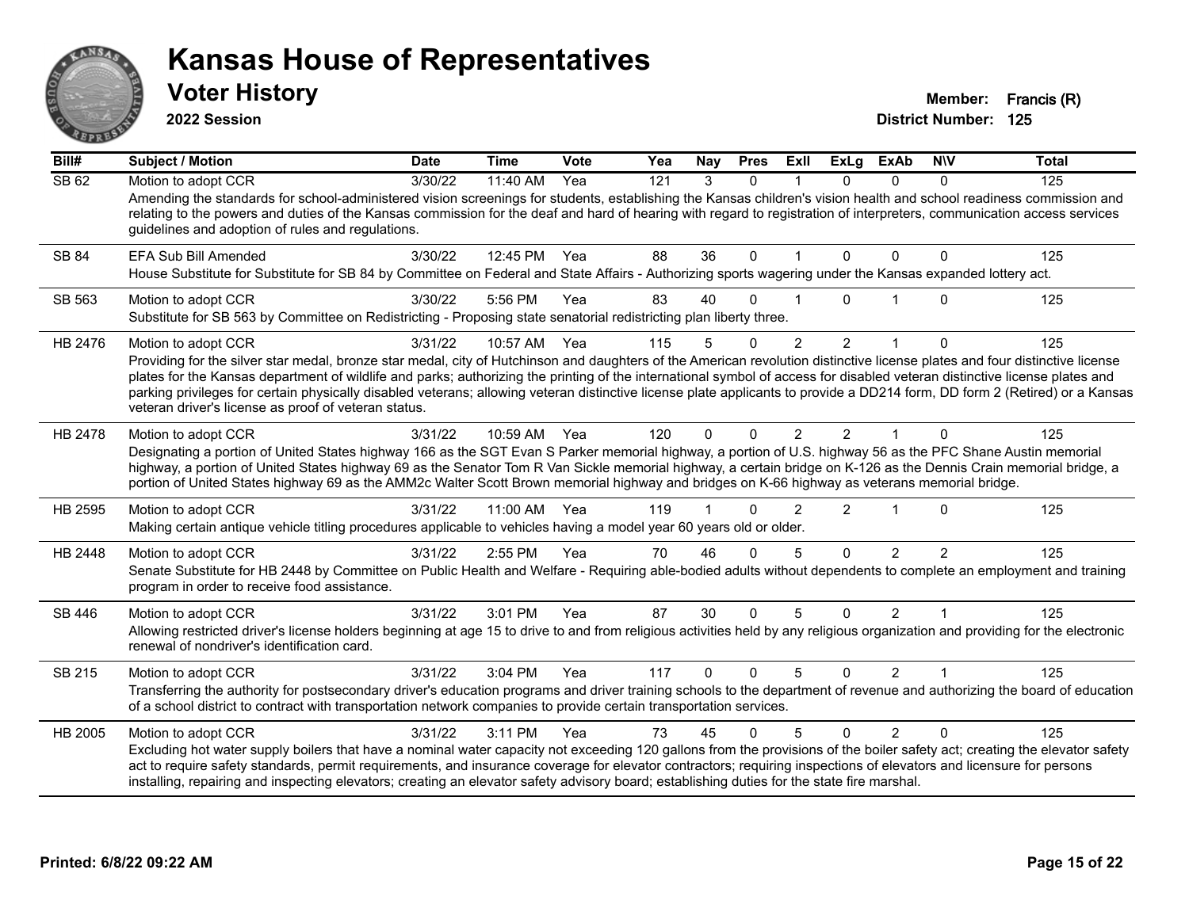# Kansas House of Representatives

## Voter History

**2022 Session**

**Member:** Francis (R)
**District Number:** 125

| Bill# | Subject / Motion | Date | Time | Vote | Yea | Nay | Pres | ExII | ExLg | ExAb | N\V | Total |
|---|---|---|---|---|---|---|---|---|---|---|---|---|
| SB 62 | Motion to adopt CCR | 3/30/22 | 11:40 AM | Yea | 121 | 3 | 0 | 1 | 0 | 0 | 0 | 125 |
| | Amending the standards for school-administered vision screenings for students, establishing the Kansas children's vision health and school readiness commission and relating to the powers and duties of the Kansas commission for the deaf and hard of hearing with regard to registration of interpreters, communication access services guidelines and adoption of rules and regulations. | | | | | | | | | | | |
| SB 84 | EFA Sub Bill Amended | 3/30/22 | 12:45 PM | Yea | 88 | 36 | 0 | 1 | 0 | 0 | 0 | 125 |
| | House Substitute for Substitute for SB 84 by Committee on Federal and State Affairs - Authorizing sports wagering under the Kansas expanded lottery act. | | | | | | | | | | | |
| SB 563 | Motion to adopt CCR | 3/30/22 | 5:56 PM | Yea | 83 | 40 | 0 | 1 | 0 | 1 | 0 | 125 |
| | Substitute for SB 563 by Committee on Redistricting - Proposing state senatorial redistricting plan liberty three. | | | | | | | | | | | |
| HB 2476 | Motion to adopt CCR | 3/31/22 | 10:57 AM | Yea | 115 | 5 | 0 | 2 | 2 | 1 | 0 | 125 |
| | Providing for the silver star medal, bronze star medal, city of Hutchinson and daughters of the American revolution distinctive license plates and four distinctive license plates for the Kansas department of wildlife and parks; authorizing the printing of the international symbol of access for disabled veteran distinctive license plates and parking privileges for certain physically disabled veterans; allowing veteran distinctive license plate applicants to provide a DD214 form, DD form 2 (Retired) or a Kansas veteran driver's license as proof of veteran status. | | | | | | | | | | | |
| HB 2478 | Motion to adopt CCR | 3/31/22 | 10:59 AM | Yea | 120 | 0 | 0 | 2 | 2 | 1 | 0 | 125 |
| | Designating a portion of United States highway 166 as the SGT Evan S Parker memorial highway, a portion of U.S. highway 56 as the PFC Shane Austin memorial highway, a portion of United States highway 69 as the Senator Tom R Van Sickle memorial highway, a certain bridge on K-126 as the Dennis Crain memorial bridge, a portion of United States highway 69 as the AMM2c Walter Scott Brown memorial highway and bridges on K-66 highway as veterans memorial bridge. | | | | | | | | | | | |
| HB 2595 | Motion to adopt CCR | 3/31/22 | 11:00 AM | Yea | 119 | 1 | 0 | 2 | 2 | 1 | 0 | 125 |
| | Making certain antique vehicle titling procedures applicable to vehicles having a model year 60 years old or older. | | | | | | | | | | | |
| HB 2448 | Motion to adopt CCR | 3/31/22 | 2:55 PM | Yea | 70 | 46 | 0 | 5 | 0 | 2 | 2 | 125 |
| | Senate Substitute for HB 2448 by Committee on Public Health and Welfare - Requiring able-bodied adults without dependents to complete an employment and training program in order to receive food assistance. | | | | | | | | | | | |
| SB 446 | Motion to adopt CCR | 3/31/22 | 3:01 PM | Yea | 87 | 30 | 0 | 5 | 0 | 2 | 1 | 125 |
| | Allowing restricted driver's license holders beginning at age 15 to drive to and from religious activities held by any religious organization and providing for the electronic renewal of nondriver's identification card. | | | | | | | | | | | |
| SB 215 | Motion to adopt CCR | 3/31/22 | 3:04 PM | Yea | 117 | 0 | 0 | 5 | 0 | 2 | 1 | 125 |
| | Transferring the authority for postsecondary driver's education programs and driver training schools to the department of revenue and authorizing the board of education of a school district to contract with transportation network companies to provide certain transportation services. | | | | | | | | | | | |
| HB 2005 | Motion to adopt CCR | 3/31/22 | 3:11 PM | Yea | 73 | 45 | 0 | 5 | 0 | 2 | 0 | 125 |
| | Excluding hot water supply boilers that have a nominal water capacity not exceeding 120 gallons from the provisions of the boiler safety act; creating the elevator safety act to require safety standards, permit requirements, and insurance coverage for elevator contractors; requiring inspections of elevators and licensure for persons installing, repairing and inspecting elevators; creating an elevator safety advisory board; establishing duties for the state fire marshal. | | | | | | | | | | | |

**Printed: 6/8/22 09:22 AM**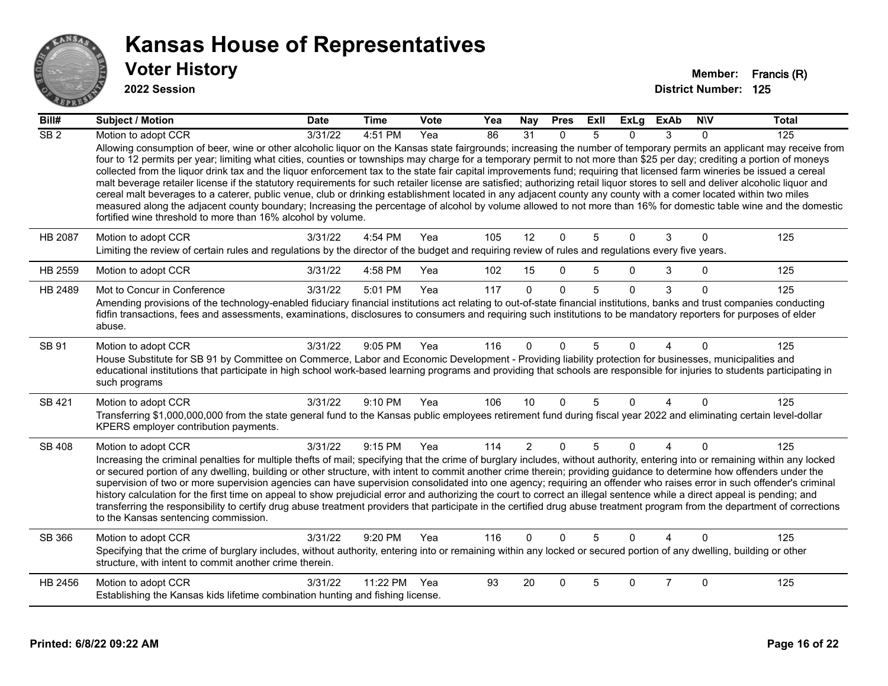# Kansas House of Representatives

## Voter History

**2022 Session**

**Member:** Francis (R)
**District Number:** 125

| Bill# | Subject / Motion | Date | Time | Vote | Yea | Nay | Pres | ExII | ExLg | ExAb | N\V | Total |
|---|---|---|---|---|---|---|---|---|---|---|---|---|
| SB 2 | Motion to adopt CCR | 3/31/22 | 4:51 PM | Yea | 86 | 31 | 0 | 5 | 0 | 3 | 0 | 125 |
| | Allowing consumption of beer, wine or other alcoholic liquor on the Kansas state fairgrounds; increasing the number of temporary permits an applicant may receive from four to 12 permits per year; limiting what cities, counties or townships may charge for a temporary permit to not more than $25 per day; crediting a portion of moneys collected from the liquor drink tax and the liquor enforcement tax to the state fair capital improvements fund; requiring that licensed farm wineries be issued a cereal malt beverage retailer license if the statutory requirements for such retailer license are satisfied; authorizing retail liquor stores to sell and deliver alcoholic liquor and cereal malt beverages to a caterer, public venue, club or drinking establishment located in any adjacent county any county with a comer located within two miles measured along the adjacent county boundary; Increasing the percentage of alcohol by volume allowed to not more than 16% for domestic table wine and the domestic fortified wine threshold to more than 16% alcohol by volume. | | | | | | | | | | | |
| HB 2087 | Motion to adopt CCR | 3/31/22 | 4:54 PM | Yea | 105 | 12 | 0 | 5 | 0 | 3 | 0 | 125 |
| | Limiting the review of certain rules and regulations by the director of the budget and requiring review of rules and regulations every five years. | | | | | | | | | | | |
| HB 2559 | Motion to adopt CCR | 3/31/22 | 4:58 PM | Yea | 102 | 15 | 0 | 5 | 0 | 3 | 0 | 125 |
| HB 2489 | Mot to Concur in Conference | 3/31/22 | 5:01 PM | Yea | 117 | 0 | 0 | 5 | 0 | 3 | 0 | 125 |
| | Amending provisions of the technology-enabled fiduciary financial institutions act relating to out-of-state financial institutions, banks and trust companies conducting fidfin transactions, fees and assessments, examinations, disclosures to consumers and requiring such institutions to be mandatory reporters for purposes of elder abuse. | | | | | | | | | | | |
| SB 91 | Motion to adopt CCR | 3/31/22 | 9:05 PM | Yea | 116 | 0 | 0 | 5 | 0 | 4 | 0 | 125 |
| | House Substitute for SB 91 by Committee on Commerce, Labor and Economic Development - Providing liability protection for businesses, municipalities and educational institutions that participate in high school work-based learning programs and providing that schools are responsible for injuries to students participating in such programs | | | | | | | | | | | |
| SB 421 | Motion to adopt CCR | 3/31/22 | 9:10 PM | Yea | 106 | 10 | 0 | 5 | 0 | 4 | 0 | 125 |
| | Transferring $1,000,000,000 from the state general fund to the Kansas public employees retirement fund during fiscal year 2022 and eliminating certain level-dollar KPERS employer contribution payments. | | | | | | | | | | | |
| SB 408 | Motion to adopt CCR | 3/31/22 | 9:15 PM | Yea | 114 | 2 | 0 | 5 | 0 | 4 | 0 | 125 |
| | Increasing the criminal penalties for multiple thefts of mail; specifying that the crime of burglary includes, without authority, entering into or remaining within any locked or secured portion of any dwelling, building or other structure, with intent to commit another crime therein; providing guidance to determine how offenders under the supervision of two or more supervision agencies can have supervision consolidated into one agency; requiring an offender who raises error in such offender's criminal history calculation for the first time on appeal to show prejudicial error and authorizing the court to correct an illegal sentence while a direct appeal is pending; and transferring the responsibility to certify drug abuse treatment providers that participate in the certified drug abuse treatment program from the department of corrections to the Kansas sentencing commission. | | | | | | | | | | | |
| SB 366 | Motion to adopt CCR | 3/31/22 | 9:20 PM | Yea | 116 | 0 | 0 | 5 | 0 | 4 | 0 | 125 |
| | Specifying that the crime of burglary includes, without authority, entering into or remaining within any locked or secured portion of any dwelling, building or other structure, with intent to commit another crime therein. | | | | | | | | | | | |
| HB 2456 | Motion to adopt CCR | 3/31/22 | 11:22 PM | Yea | 93 | 20 | 0 | 5 | 0 | 7 | 0 | 125 |
| | Establishing the Kansas kids lifetime combination hunting and fishing license. | | | | | | | | | | | |

Printed: 6/8/22 09:22 AM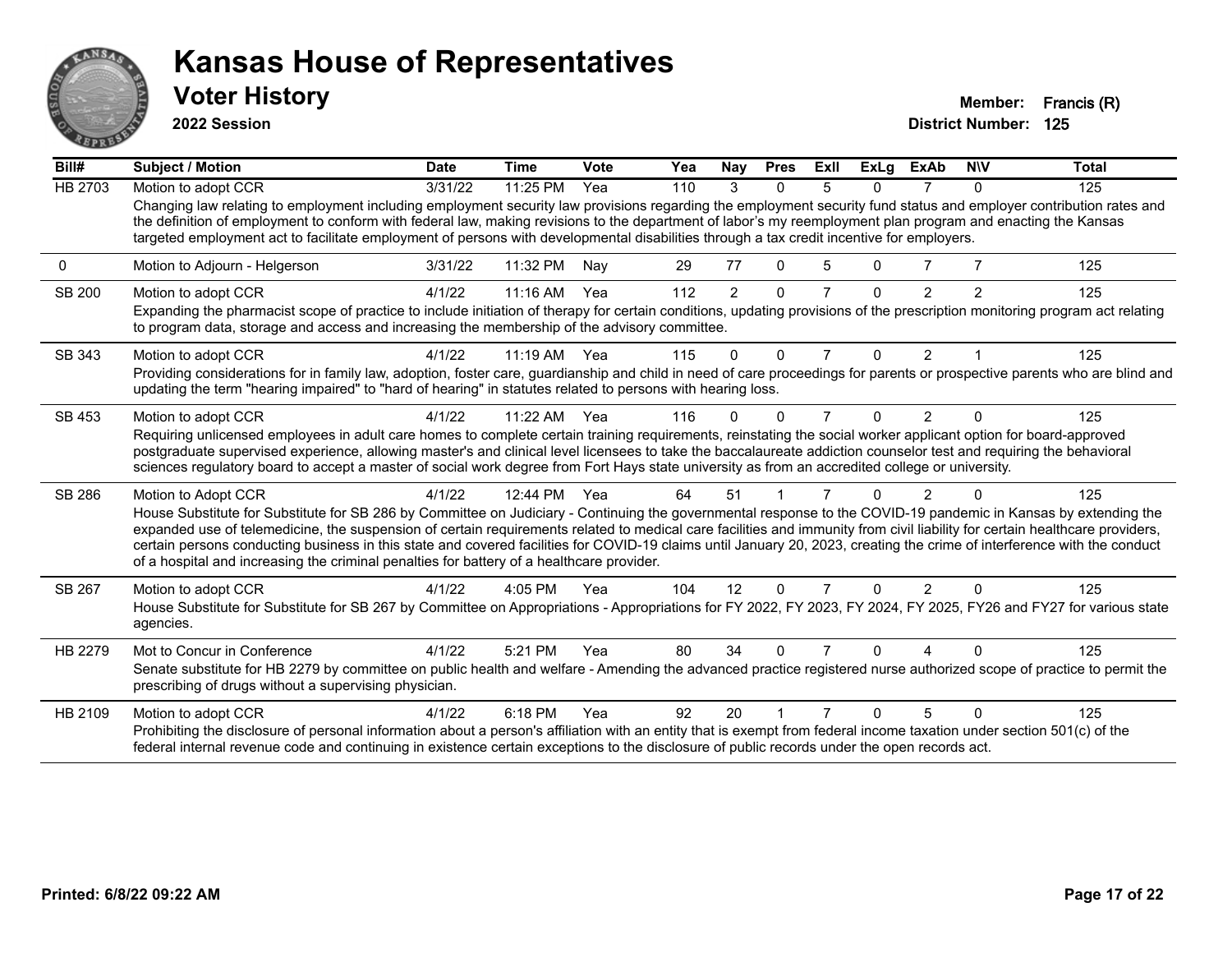# Kansas House of Representatives

## Voter History

**2022 Session**

**Member:** Francis (R)
**District Number:** 125

| Bill# | Subject / Motion | Date | Time | Vote | Yea | Nay | Pres | ExII | ExLg | ExAb | N\V | Total |
|---|---|---|---|---|---|---|---|---|---|---|---|---|
| HB 2703 | Motion to adopt CCR | 3/31/22 | 11:25 PM | Yea | 110 | 3 | 0 | 5 | 0 | 7 | 0 | 125 |
| | Changing law relating to employment including employment security law provisions regarding the employment security fund status and employer contribution rates and the definition of employment to conform with federal law, making revisions to the department of labor's my reemployment plan program and enacting the Kansas targeted employment act to facilitate employment of persons with developmental disabilities through a tax credit incentive for employers. | | | | | | | | | | | |
| 0 | Motion to Adjourn - Helgerson | 3/31/22 | 11:32 PM | Nay | 29 | 77 | 0 | 5 | 0 | 7 | 7 | 125 |
| SB 200 | Motion to adopt CCR | 4/1/22 | 11:16 AM | Yea | 112 | 2 | 0 | 7 | 0 | 2 | 2 | 125 |
| | Expanding the pharmacist scope of practice to include initiation of therapy for certain conditions, updating provisions of the prescription monitoring program act relating to program data, storage and access and increasing the membership of the advisory committee. | | | | | | | | | | | |
| SB 343 | Motion to adopt CCR | 4/1/22 | 11:19 AM | Yea | 115 | 0 | 0 | 7 | 0 | 2 | 1 | 125 |
| | Providing considerations for in family law, adoption, foster care, guardianship and child in need of care proceedings for parents or prospective parents who are blind and updating the term "hearing impaired" to "hard of hearing" in statutes related to persons with hearing loss. | | | | | | | | | | | |
| SB 453 | Motion to adopt CCR | 4/1/22 | 11:22 AM | Yea | 116 | 0 | 0 | 7 | 0 | 2 | 0 | 125 |
| | Requiring unlicensed employees in adult care homes to complete certain training requirements, reinstating the social worker applicant option for board-approved postgraduate supervised experience, allowing master's and clinical level licensees to take the baccalaureate addiction counselor test and requiring the behavioral sciences regulatory board to accept a master of social work degree from Fort Hays state university as from an accredited college or university. | | | | | | | | | | | |
| SB 286 | Motion to Adopt CCR | 4/1/22 | 12:44 PM | Yea | 64 | 51 | 1 | 7 | 0 | 2 | 0 | 125 |
| | House Substitute for Substitute for SB 286 by Committee on Judiciary - Continuing the governmental response to the COVID-19 pandemic in Kansas by extending the expanded use of telemedicine, the suspension of certain requirements related to medical care facilities and immunity from civil liability for certain healthcare providers, certain persons conducting business in this state and covered facilities for COVID-19 claims until January 20, 2023, creating the crime of interference with the conduct of a hospital and increasing the criminal penalties for battery of a healthcare provider. | | | | | | | | | | | |
| SB 267 | Motion to adopt CCR | 4/1/22 | 4:05 PM | Yea | 104 | 12 | 0 | 7 | 0 | 2 | 0 | 125 |
| | House Substitute for Substitute for SB 267 by Committee on Appropriations - Appropriations for FY 2022, FY 2023, FY 2024, FY 2025, FY26 and FY27 for various state agencies. | | | | | | | | | | | |
| HB 2279 | Mot to Concur in Conference | 4/1/22 | 5:21 PM | Yea | 80 | 34 | 0 | 7 | 0 | 4 | 0 | 125 |
| | Senate substitute for HB 2279 by committee on public health and welfare - Amending the advanced practice registered nurse authorized scope of practice to permit the prescribing of drugs without a supervising physician. | | | | | | | | | | | |
| HB 2109 | Motion to adopt CCR | 4/1/22 | 6:18 PM | Yea | 92 | 20 | 1 | 7 | 0 | 5 | 0 | 125 |
| | Prohibiting the disclosure of personal information about a person's affiliation with an entity that is exempt from federal income taxation under section 501(c) of the federal internal revenue code and continuing in existence certain exceptions to the disclosure of public records under the open records act. | | | | | | | | | | | |

**Printed: 6/8/22 09:22 AM**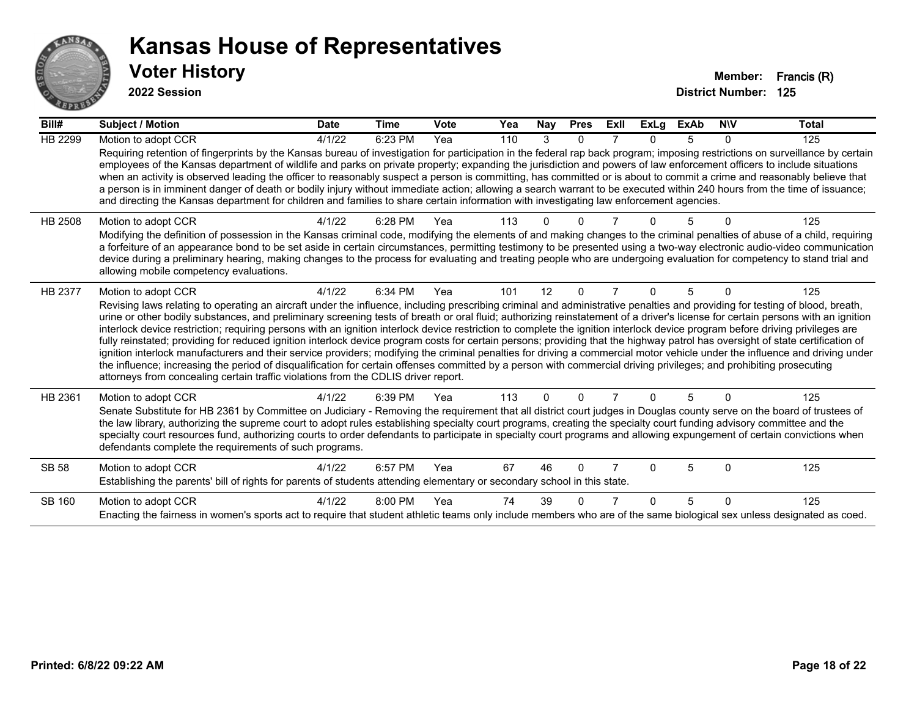# Kansas House of Representatives

## Voter History

**2022 Session**

**Member:** Francis (R)
**District Number:** 125

| Bill# | Subject / Motion | Date | Time | Vote | Yea | Nay | Pres | ExII | ExLg | ExAb | N\V | Total |
|---|---|---|---|---|---|---|---|---|---|---|---|---|
| HB 2299 | Motion to adopt CCR | 4/1/22 | 6:23 PM | Yea | 110 | 3 | 0 | 7 | 0 | 5 | 0 | 125 |
| | Requiring retention of fingerprints by the Kansas bureau of investigation for participation in the federal rap back program; imposing restrictions on surveillance by certain employees of the Kansas department of wildlife and parks on private property; expanding the jurisdiction and powers of law enforcement officers to include situations when an activity is observed leading the officer to reasonably suspect a person is committing, has committed or is about to commit a crime and reasonably believe that a person is in imminent danger of death or bodily injury without immediate action; allowing a search warrant to be executed within 240 hours from the time of issuance; and directing the Kansas department for children and families to share certain information with investigating law enforcement agencies. | | | | | | | | | | | |
| HB 2508 | Motion to adopt CCR | 4/1/22 | 6:28 PM | Yea | 113 | 0 | 0 | 7 | 0 | 5 | 0 | 125 |
| | Modifying the definition of possession in the Kansas criminal code, modifying the elements of and making changes to the criminal penalties of abuse of a child, requiring a forfeiture of an appearance bond to be set aside in certain circumstances, permitting testimony to be presented using a two-way electronic audio-video communication device during a preliminary hearing, making changes to the process for evaluating and treating people who are undergoing evaluation for competency to stand trial and allowing mobile competency evaluations. | | | | | | | | | | | |
| HB 2377 | Motion to adopt CCR | 4/1/22 | 6:34 PM | Yea | 101 | 12 | 0 | 7 | 0 | 5 | 0 | 125 |
| | Revising laws relating to operating an aircraft under the influence, including prescribing criminal and administrative penalties and providing for testing of blood, breath, urine or other bodily substances, and preliminary screening tests of breath or oral fluid; authorizing reinstatement of a driver's license for certain persons with an ignition interlock device restriction; requiring persons with an ignition interlock device restriction to complete the ignition interlock device program before driving privileges are fully reinstated; providing for reduced ignition interlock device program costs for certain persons; providing that the highway patrol has oversight of state certification of ignition interlock manufacturers and their service providers; modifying the criminal penalties for driving a commercial motor vehicle under the influence and driving under the influence; increasing the period of disqualification for certain offenses committed by a person with commercial driving privileges; and prohibiting prosecuting attorneys from concealing certain traffic violations from the CDLIS driver report. | | | | | | | | | | | |
| HB 2361 | Motion to adopt CCR | 4/1/22 | 6:39 PM | Yea | 113 | 0 | 0 | 7 | 0 | 5 | 0 | 125 |
| | Senate Substitute for HB 2361 by Committee on Judiciary - Removing the requirement that all district court judges in Douglas county serve on the board of trustees of the law library, authorizing the supreme court to adopt rules establishing specialty court programs, creating the specialty court funding advisory committee and the specialty court resources fund, authorizing courts to order defendants to participate in specialty court programs and allowing expungement of certain convictions when defendants complete the requirements of such programs. | | | | | | | | | | | |
| SB 58 | Motion to adopt CCR | 4/1/22 | 6:57 PM | Yea | 67 | 46 | 0 | 7 | 0 | 5 | 0 | 125 |
| | Establishing the parents' bill of rights for parents of students attending elementary or secondary school in this state. | | | | | | | | | | | |
| SB 160 | Motion to adopt CCR | 4/1/22 | 8:00 PM | Yea | 74 | 39 | 0 | 7 | 0 | 5 | 0 | 125 |
| | Enacting the fairness in women's sports act to require that student athletic teams only include members who are of the same biological sex unless designated as coed. | | | | | | | | | | | |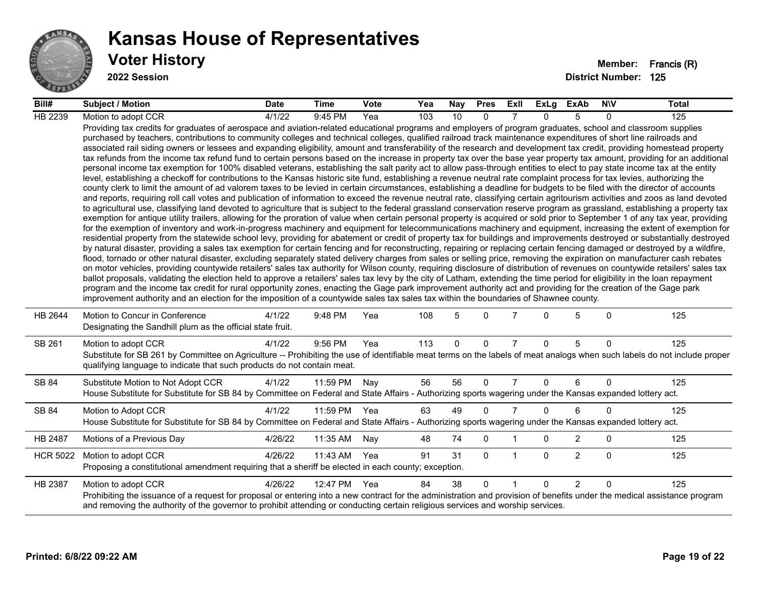# Kansas House of Representatives

## Voter History

**2022 Session**

**Member:** Francis (R)
**District Number:** 125

| Bill# | Subject / Motion | Date | Time | Vote | Yea | Nay | Pres | ExII | ExLg | ExAb | N\V | Total |
|---|---|---|---|---|---|---|---|---|---|---|---|---|
| HB 2239 | Motion to adopt CCR | 4/1/22 | 9:45 PM | Yea | 103 | 10 | 0 | 7 | 0 | 5 | 0 | 125 |
| | Providing tax credits for graduates of aerospace and aviation-related educational programs and employers of program graduates, school and classroom supplies purchased by teachers, contributions to community colleges and technical colleges, qualified railroad track maintenance expenditures of short line railroads and associated rail siding owners or lessees and expanding eligibility, amount and transferability of the research and development tax credit, providing homestead property tax refunds from the income tax refund fund to certain persons based on the increase in property tax over the base year property tax amount, providing for an additional personal income tax exemption for 100% disabled veterans, establishing the salt parity act to allow pass-through entities to elect to pay state income tax at the entity level, establishing a checkoff for contributions to the Kansas historic site fund, establishing a revenue neutral rate complaint process for tax levies, authorizing the county clerk to limit the amount of ad valorem taxes to be levied in certain circumstances, establishing a deadline for budgets to be filed with the director of accounts and reports, requiring roll call votes and publication of information to exceed the revenue neutral rate, classifying certain agritourism activities and zoos as land devoted to agricultural use, classifying land devoted to agriculture that is subject to the federal grassland conservation reserve program as grassland, establishing a property tax exemption for antique utility trailers, allowing for the proration of value when certain personal property is acquired or sold prior to September 1 of any tax year, providing for the exemption of inventory and work-in-progress machinery and equipment for telecommunications machinery and equipment, increasing the extent of exemption for residential property from the statewide school levy, providing for abatement or credit of property tax for buildings and improvements destroyed or substantially destroyed by natural disaster, providing a sales tax exemption for certain fencing and for reconstructing, repairing or replacing certain fencing damaged or destroyed by a wildfire, flood, tornado or other natural disaster, excluding separately stated delivery charges from sales or selling price, removing the expiration on manufacturer cash rebates on motor vehicles, providing countywide retailers' sales tax authority for Wilson county, requiring disclosure of distribution of revenues on countywide retailers' sales tax ballot proposals, validating the election held to approve a retailers' sales tax levy by the city of Latham, extending the time period for eligibility in the loan repayment program and the income tax credit for rural opportunity zones, enacting the Gage park improvement authority act and providing for the creation of the Gage park improvement authority and an election for the imposition of a countywide sales tax sales tax within the boundaries of Shawnee county. | | | | | | | | | | | |
| HB 2644 | Motion to Concur in Conference | 4/1/22 | 9:48 PM | Yea | 108 | 5 | 0 | 7 | 0 | 5 | 0 | 125 |
| | Designating the Sandhill plum as the official state fruit. | | | | | | | | | | | |
| SB 261 | Motion to adopt CCR | 4/1/22 | 9:56 PM | Yea | 113 | 0 | 0 | 7 | 0 | 5 | 0 | 125 |
| | Substitute for SB 261 by Committee on Agriculture -- Prohibiting the use of identifiable meat terms on the labels of meat analogs when such labels do not include proper qualifying language to indicate that such products do not contain meat. | | | | | | | | | | | |
| SB 84 | Substitute Motion to Not Adopt CCR | 4/1/22 | 11:59 PM | Nay | 56 | 56 | 0 | 7 | 0 | 6 | 0 | 125 |
| | House Substitute for Substitute for SB 84 by Committee on Federal and State Affairs - Authorizing sports wagering under the Kansas expanded lottery act. | | | | | | | | | | | |
| SB 84 | Motion to Adopt CCR | 4/1/22 | 11:59 PM | Yea | 63 | 49 | 0 | 7 | 0 | 6 | 0 | 125 |
| | House Substitute for Substitute for SB 84 by Committee on Federal and State Affairs - Authorizing sports wagering under the Kansas expanded lottery act. | | | | | | | | | | | |
| HB 2487 | Motions of a Previous Day | 4/26/22 | 11:35 AM | Nay | 48 | 74 | 0 | 1 | 0 | 2 | 0 | 125 |
| HCR 5022 | Motion to adopt CCR | 4/26/22 | 11:43 AM | Yea | 91 | 31 | 0 | 1 | 0 | 2 | 0 | 125 |
| | Proposing a constitutional amendment requiring that a sheriff be elected in each county; exception. | | | | | | | | | | | |
| HB 2387 | Motion to adopt CCR | 4/26/22 | 12:47 PM | Yea | 84 | 38 | 0 | 1 | 0 | 2 | 0 | 125 |
| | Prohibiting the issuance of a request for proposal or entering into a new contract for the administration and provision of benefits under the medical assistance program and removing the authority of the governor to prohibit attending or conducting certain religious services and worship services. | | | | | | | | | | | |

**Printed: 6/8/22 09:22 AM**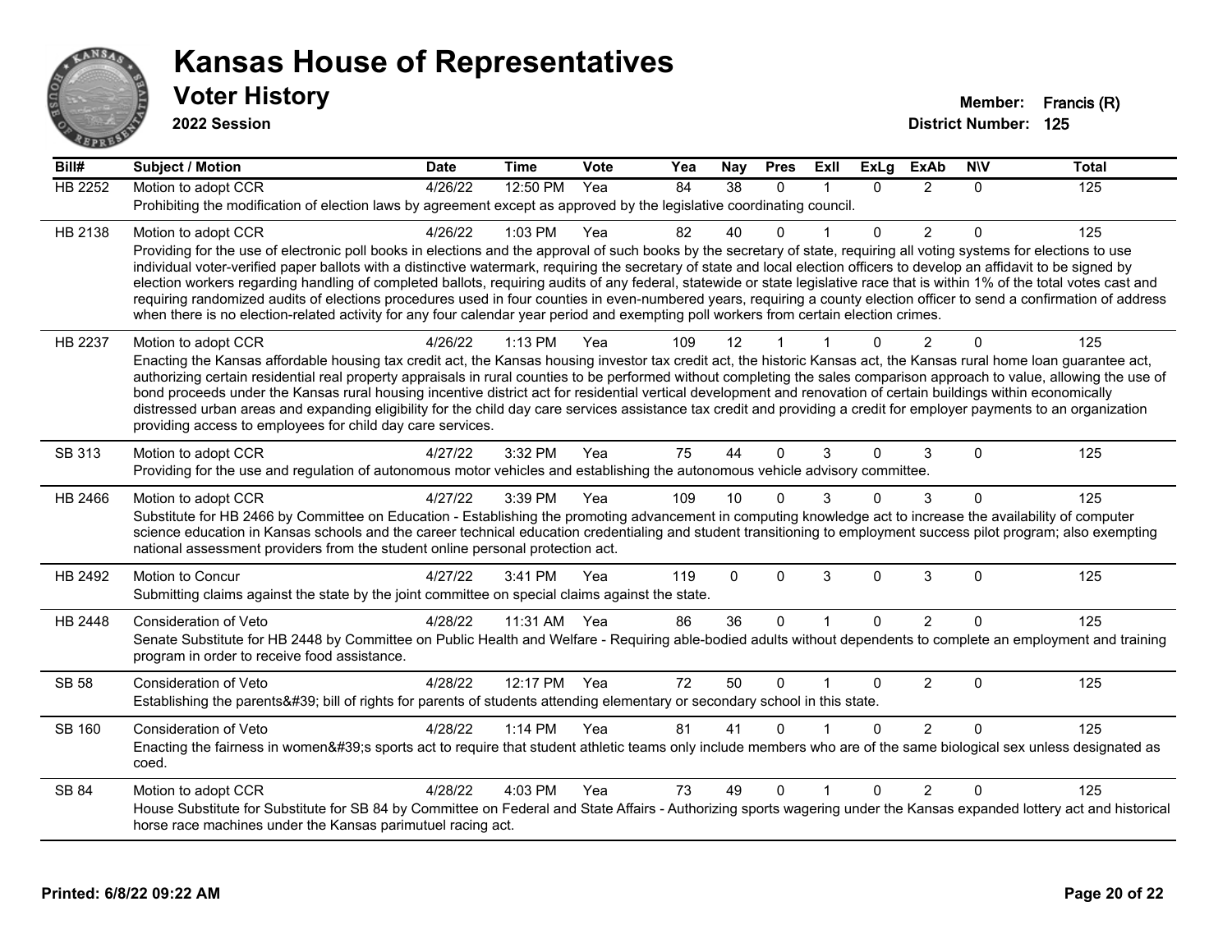# Kansas House of Representatives

## Voter History

**2022 Session**

**Member:** Francis (R)
**District Number:** 125

| Bill# | Subject / Motion | Date | Time | Vote | Yea | Nay | Pres | ExII | ExLg | ExAb | N\V | Total |
|---|---|---|---|---|---|---|---|---|---|---|---|---|
| HB 2252 | Motion to adopt CCR | 4/26/22 | 12:50 PM | Yea | 84 | 38 | 0 | 1 | 0 | 2 | 0 | 125 |
| | Prohibiting the modification of election laws by agreement except as approved by the legislative coordinating council. | | | | | | | | | | | |
| HB 2138 | Motion to adopt CCR | 4/26/22 | 1:03 PM | Yea | 82 | 40 | 0 | 1 | 0 | 2 | 0 | 125 |
| | Providing for the use of electronic poll books in elections and the approval of such books by the secretary of state, requiring all voting systems for elections to use individual voter-verified paper ballots with a distinctive watermark, requiring the secretary of state and local election officers to develop an affidavit to be signed by election workers regarding handling of completed ballots, requiring audits of any federal, statewide or state legislative race that is within 1% of the total votes cast and requiring randomized audits of elections procedures used in four counties in even-numbered years, requiring a county election officer to send a confirmation of address when there is no election-related activity for any four calendar year period and exempting poll workers from certain election crimes. | | | | | | | | | | | |
| HB 2237 | Motion to adopt CCR | 4/26/22 | 1:13 PM | Yea | 109 | 12 | 1 | 1 | 0 | 2 | 0 | 125 |
| | Enacting the Kansas affordable housing tax credit act, the Kansas housing investor tax credit act, the historic Kansas act, the Kansas rural home loan guarantee act, authorizing certain residential real property appraisals in rural counties to be performed without completing the sales comparison approach to value, allowing the use of bond proceeds under the Kansas rural housing incentive district act for residential vertical development and renovation of certain buildings within economically distressed urban areas and expanding eligibility for the child day care services assistance tax credit and providing a credit for employer payments to an organization providing access to employees for child day care services. | | | | | | | | | | | |
| SB 313 | Motion to adopt CCR | 4/27/22 | 3:32 PM | Yea | 75 | 44 | 0 | 3 | 0 | 3 | 0 | 125 |
| | Providing for the use and regulation of autonomous motor vehicles and establishing the autonomous vehicle advisory committee. | | | | | | | | | | | |
| HB 2466 | Motion to adopt CCR | 4/27/22 | 3:39 PM | Yea | 109 | 10 | 0 | 3 | 0 | 3 | 0 | 125 |
| | Substitute for HB 2466 by Committee on Education - Establishing the promoting advancement in computing knowledge act to increase the availability of computer science education in Kansas schools and the career technical education credentialing and student transitioning to employment success pilot program; also exempting national assessment providers from the student online personal protection act. | | | | | | | | | | | |
| HB 2492 | Motion to Concur | 4/27/22 | 3:41 PM | Yea | 119 | 0 | 0 | 3 | 0 | 3 | 0 | 125 |
| | Submitting claims against the state by the joint committee on special claims against the state. | | | | | | | | | | | |
| HB 2448 | Consideration of Veto | 4/28/22 | 11:31 AM | Yea | 86 | 36 | 0 | 1 | 0 | 2 | 0 | 125 |
| | Senate Substitute for HB 2448 by Committee on Public Health and Welfare - Requiring able-bodied adults without dependents to complete an employment and training program in order to receive food assistance. | | | | | | | | | | | |
| SB 58 | Consideration of Veto | 4/28/22 | 12:17 PM | Yea | 72 | 50 | 0 | 1 | 0 | 2 | 0 | 125 |
| | Establishing the parents&#39; bill of rights for parents of students attending elementary or secondary school in this state. | | | | | | | | | | | |
| SB 160 | Consideration of Veto | 4/28/22 | 1:14 PM | Yea | 81 | 41 | 0 | 1 | 0 | 2 | 0 | 125 |
| | Enacting the fairness in women&#39;s sports act to require that student athletic teams only include members who are of the same biological sex unless designated as coed. | | | | | | | | | | | |
| SB 84 | Motion to adopt CCR | 4/28/22 | 4:03 PM | Yea | 73 | 49 | 0 | 1 | 0 | 2 | 0 | 125 |
| | House Substitute for Substitute for SB 84 by Committee on Federal and State Affairs - Authorizing sports wagering under the Kansas expanded lottery act and historical horse race machines under the Kansas parimutuel racing act. | | | | | | | | | | | |

**Printed: 6/8/22 09:22 AM**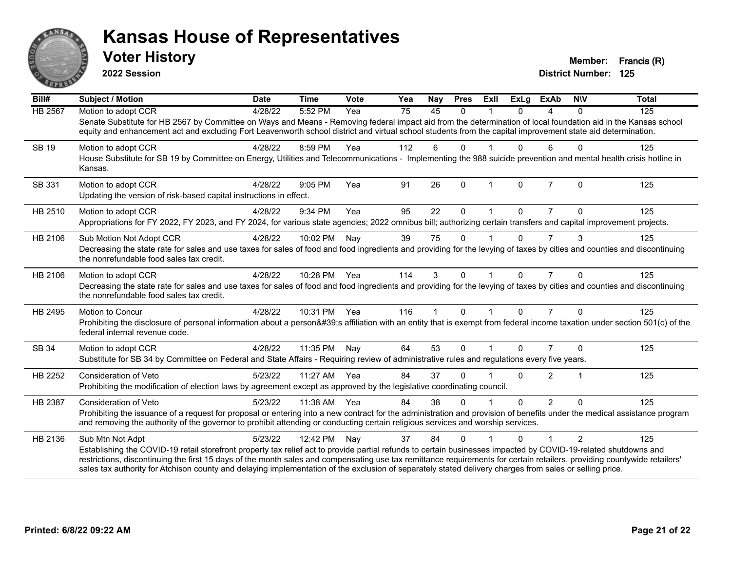# Kansas House of Representatives

## Voter History

**2022 Session**

**Member:** Francis (R)
**District Number:** 125

| Bill# | Subject / Motion | Date | Time | Vote | Yea | Nay | Pres | ExII | ExLg | ExAb | N\V | Total |
|---|---|---|---|---|---|---|---|---|---|---|---|---|
| HB 2567 | Motion to adopt CCR | 4/28/22 | 5:52 PM | Yea | 75 | 45 | 0 | 1 | 0 | 4 | 0 | 125 |
| | Senate Substitute for HB 2567 by Committee on Ways and Means - Removing federal impact aid from the determination of local foundation aid in the Kansas school equity and enhancement act and excluding Fort Leavenworth school district and virtual school students from the capital improvement state aid determination. | | | | | | | | | | | |
| SB 19 | Motion to adopt CCR | 4/28/22 | 8:59 PM | Yea | 112 | 6 | 0 | 1 | 0 | 6 | 0 | 125 |
| | House Substitute for SB 19 by Committee on Energy, Utilities and Telecommunications - Implementing the 988 suicide prevention and mental health crisis hotline in Kansas. | | | | | | | | | | | |
| SB 331 | Motion to adopt CCR | 4/28/22 | 9:05 PM | Yea | 91 | 26 | 0 | 1 | 0 | 7 | 0 | 125 |
| | Updating the version of risk-based capital instructions in effect. | | | | | | | | | | | |
| HB 2510 | Motion to adopt CCR | 4/28/22 | 9:34 PM | Yea | 95 | 22 | 0 | 1 | 0 | 7 | 0 | 125 |
| | Appropriations for FY 2022, FY 2023, and FY 2024, for various state agencies; 2022 omnibus bill; authorizing certain transfers and capital improvement projects. | | | | | | | | | | | |
| HB 2106 | Sub Motion Not Adopt CCR | 4/28/22 | 10:02 PM | Nay | 39 | 75 | 0 | 1 | 0 | 7 | 3 | 125 |
| | Decreasing the state rate for sales and use taxes for sales of food and food ingredients and providing for the levying of taxes by cities and counties and discontinuing the nonrefundable food sales tax credit. | | | | | | | | | | | |
| HB 2106 | Motion to adopt CCR | 4/28/22 | 10:28 PM | Yea | 114 | 3 | 0 | 1 | 0 | 7 | 0 | 125 |
| | Decreasing the state rate for sales and use taxes for sales of food and food ingredients and providing for the levying of taxes by cities and counties and discontinuing the nonrefundable food sales tax credit. | | | | | | | | | | | |
| HB 2495 | Motion to Concur | 4/28/22 | 10:31 PM | Yea | 116 | 1 | 0 | 1 | 0 | 7 | 0 | 125 |
| | Prohibiting the disclosure of personal information about a person&#39;s affiliation with an entity that is exempt from federal income taxation under section 501(c) of the federal internal revenue code. | | | | | | | | | | | |
| SB 34 | Motion to adopt CCR | 4/28/22 | 11:35 PM | Nay | 64 | 53 | 0 | 1 | 0 | 7 | 0 | 125 |
| | Substitute for SB 34 by Committee on Federal and State Affairs - Requiring review of administrative rules and regulations every five years. | | | | | | | | | | | |
| HB 2252 | Consideration of Veto | 5/23/22 | 11:27 AM | Yea | 84 | 37 | 0 | 1 | 0 | 2 | 1 | 125 |
| | Prohibiting the modification of election laws by agreement except as approved by the legislative coordinating council. | | | | | | | | | | | |
| HB 2387 | Consideration of Veto | 5/23/22 | 11:38 AM | Yea | 84 | 38 | 0 | 1 | 0 | 2 | 0 | 125 |
| | Prohibiting the issuance of a request for proposal or entering into a new contract for the administration and provision of benefits under the medical assistance program and removing the authority of the governor to prohibit attending or conducting certain religious services and worship services. | | | | | | | | | | | |
| HB 2136 | Sub Mtn Not Adpt | 5/23/22 | 12:42 PM | Nay | 37 | 84 | 0 | 1 | 0 | 1 | 2 | 125 |
| | Establishing the COVID-19 retail storefront property tax relief act to provide partial refunds to certain businesses impacted by COVID-19-related shutdowns and restrictions, discontinuing the first 15 days of the month sales and compensating use tax remittance requirements for certain retailers, providing countywide retailers' sales tax authority for Atchison county and delaying implementation of the exclusion of separately stated delivery charges from sales or selling price. | | | | | | | | | | | |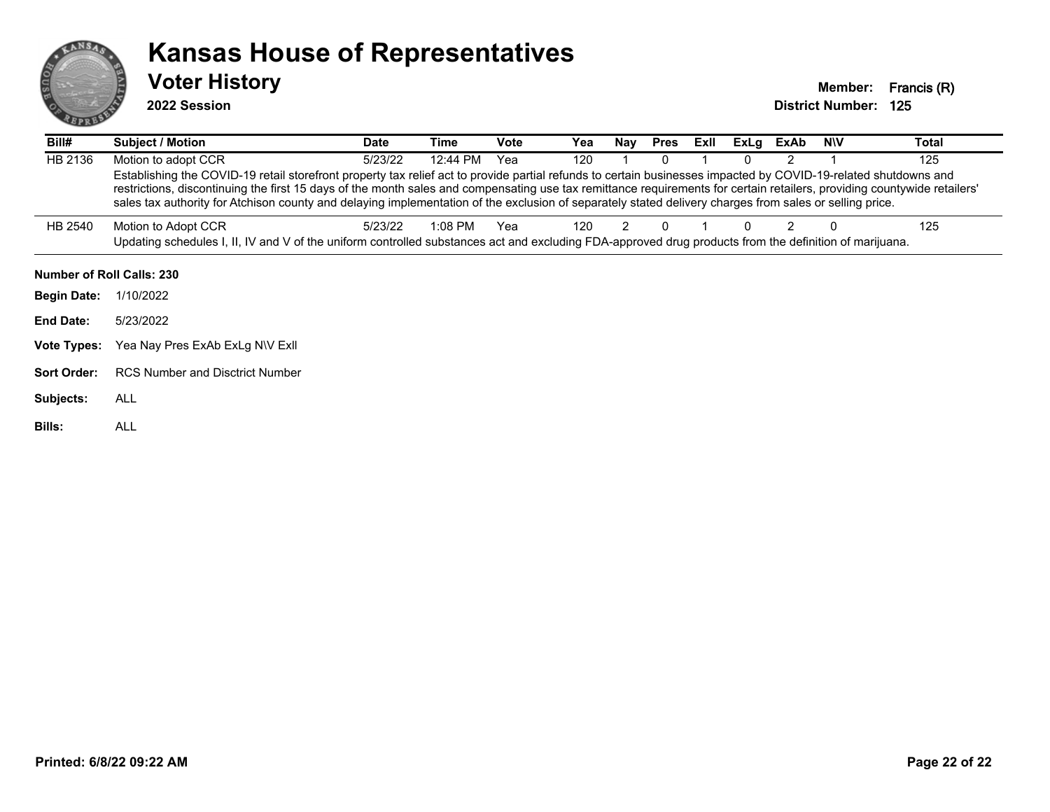# Kansas House of Representatives

## Voter History

**2022 Session**

**Member:** Francis (R)
**District Number:** 125

| Bill# | Subject / Motion | Date | Time | Vote | Yea | Nay | Pres | ExII | ExLg | ExAb | N\V | Total |
|---|---|---|---|---|---|---|---|---|---|---|---|---|
| HB 2136 | Motion to adopt CCR | 5/23/22 | 12:44 PM | Yea | 120 | 1 | 0 | 1 | 0 | 2 | 1 | 125 |
| | Establishing the COVID-19 retail storefront property tax relief act to provide partial refunds to certain businesses impacted by COVID-19-related shutdowns and restrictions, discontinuing the first 15 days of the month sales and compensating use tax remittance requirements for certain retailers, providing countywide retailers' sales tax authority for Atchison county and delaying implementation of the exclusion of separately stated delivery charges from sales or selling price. | | | | | | | | | | | |
| HB 2540 | Motion to Adopt CCR | 5/23/22 | 1:08 PM | Yea | 120 | 2 | 0 | 1 | 0 | 2 | 0 | 125 |
| | Updating schedules I, II, IV and V of the uniform controlled substances act and excluding FDA-approved drug products from the definition of marijuana. | | | | | | | | | | | |

**Number of Roll Calls: 230**

**Begin Date:** 1/10/2022

**End Date:** 5/23/2022

**Vote Types:** Yea Nay Pres ExAb ExLg N\V ExII

**Sort Order:** RCS Number and Disctrict Number

**Subjects:** ALL

**Bills:** ALL

Printed: 6/8/22 09:22 AM